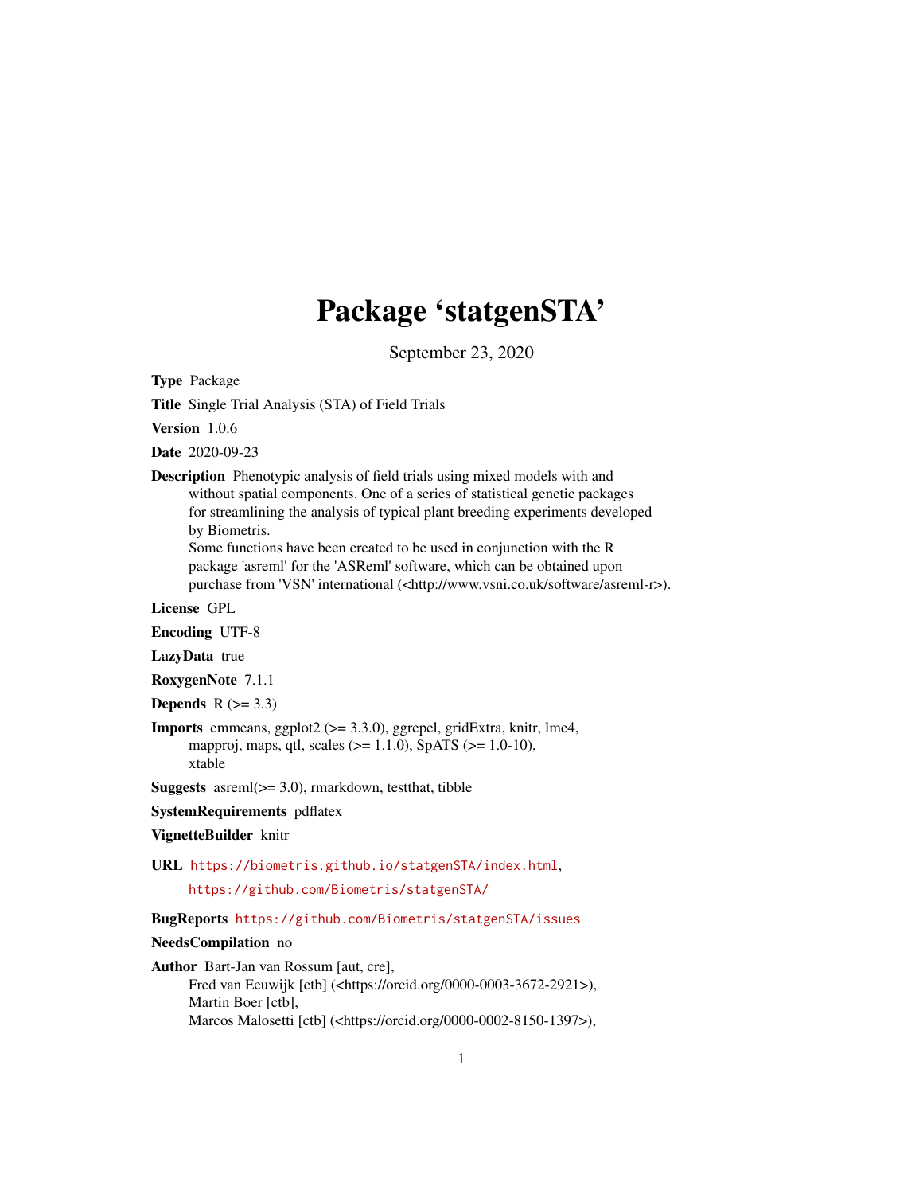# Package 'statgenSTA'

September 23, 2020

**Type** Package

**Title** Single Trial Analysis (STA) of Field Trials

**Version** 1.0.6

**Date** 2020-09-23

**Description** Phenotypic analysis of field trials using mixed models with and without spatial components. One of a series of statistical genetic packages for streamlining the analysis of typical plant breeding experiments developed by Biometris.
Some functions have been created to be used in conjunction with the R package 'asreml' for the 'ASReml' software, which can be obtained upon purchase from 'VSN' international (<http://www.vsni.co.uk/software/asreml-r>).

**License** GPL

**Encoding** UTF-8

**LazyData** true

**RoxygenNote** 7.1.1

**Depends** R (>= 3.3)

**Imports** emmeans, ggplot2 (>= 3.3.0), ggrepel, gridExtra, knitr, lme4, mapproj, maps, qtl, scales (>= 1.1.0), SpATS (>= 1.0-10), xtable

**Suggests** asreml(>= 3.0), rmarkdown, testthat, tibble

**SystemRequirements** pdflatex

**VignetteBuilder** knitr

**URL** https://biometris.github.io/statgenSTA/index.html,
https://github.com/Biometris/statgenSTA/

**BugReports** https://github.com/Biometris/statgenSTA/issues

**NeedsCompilation** no

**Author** Bart-Jan van Rossum [aut, cre],
Fred van Eeuwijk [ctb] (<https://orcid.org/0000-0003-3672-2921>),
Martin Boer [ctb],
Marcos Malosetti [ctb] (<https://orcid.org/0000-0002-8150-1397>),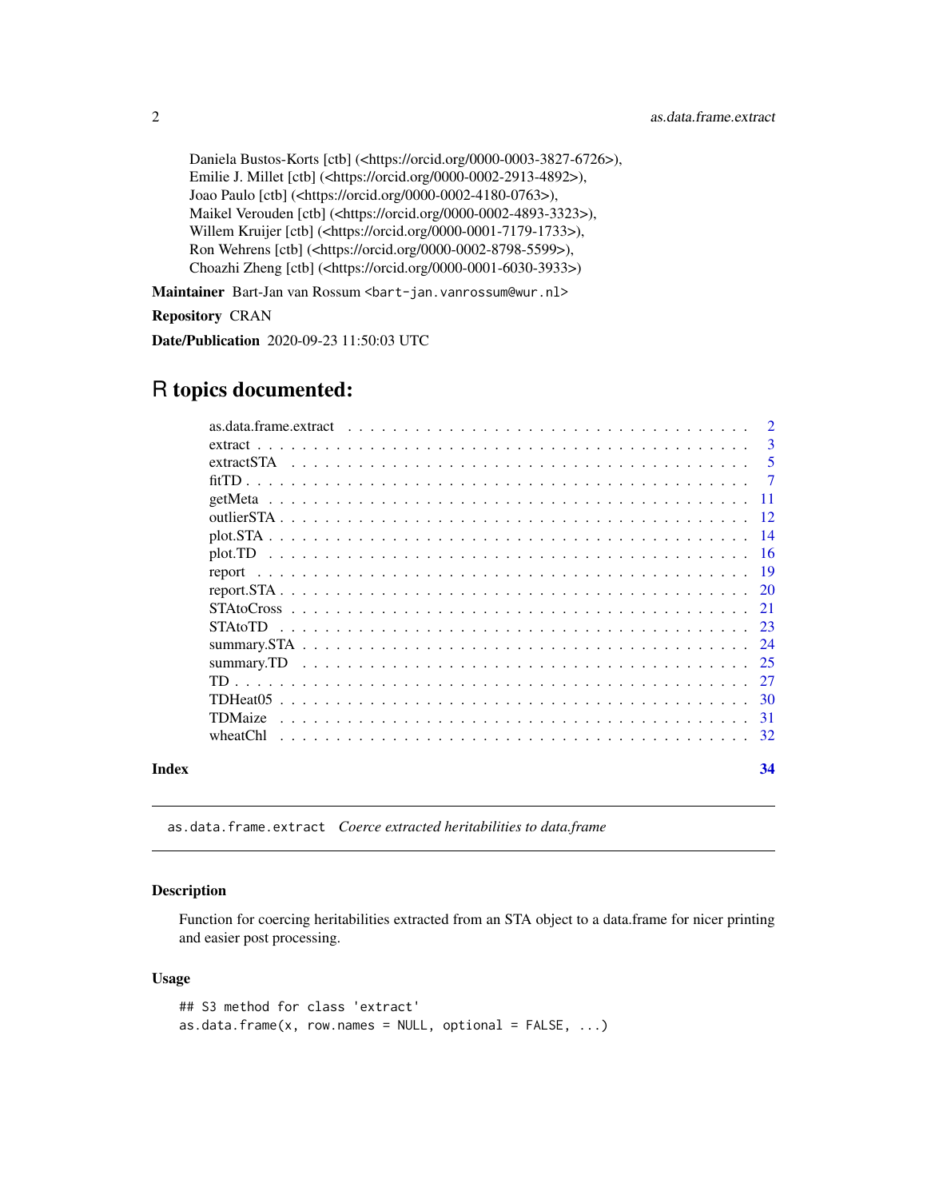Daniela Bustos-Korts [ctb] (<https://orcid.org/0000-0003-3827-6726>),
Emilie J. Millet [ctb] (<https://orcid.org/0000-0002-2913-4892>),
Joao Paulo [ctb] (<https://orcid.org/0000-0002-4180-0763>),
Maikel Verouden [ctb] (<https://orcid.org/0000-0002-4893-3323>),
Willem Kruijer [ctb] (<https://orcid.org/0000-0001-7179-1733>),
Ron Wehrens [ctb] (<https://orcid.org/0000-0002-8798-5599>),
Choazhi Zheng [ctb] (<https://orcid.org/0000-0001-6030-3933>)

**Maintainer** Bart-Jan van Rossum <bart-jan.vanrossum@wur.nl>

**Repository** CRAN

**Date/Publication** 2020-09-23 11:50:03 UTC

# R topics documented:

| | |
|---|---|
| as.data.frame.extract | 2 |
| extract | 3 |
| extractSTA | 5 |
| fitTD | 7 |
| getMeta | 11 |
| outlierSTA | 12 |
| plot.STA | 14 |
| plot.TD | 16 |
| report | 19 |
| report.STA | 20 |
| STAtoCross | 21 |
| STAtoTD | 23 |
| summary.STA | 24 |
| summary.TD | 25 |
| TD | 27 |
| TDHeat05 | 30 |
| TDMaize | 31 |
| wheatChl | 32 |
| **Index** | **34** |

---

## as.data.frame.extract *Coerce extracted heritabilities to data.frame*

### Description

Function for coercing heritabilities extracted from an STA object to a data.frame for nicer printing and easier post processing.

### Usage

```
## S3 method for class 'extract'
as.data.frame(x, row.names = NULL, optional = FALSE, ...)
```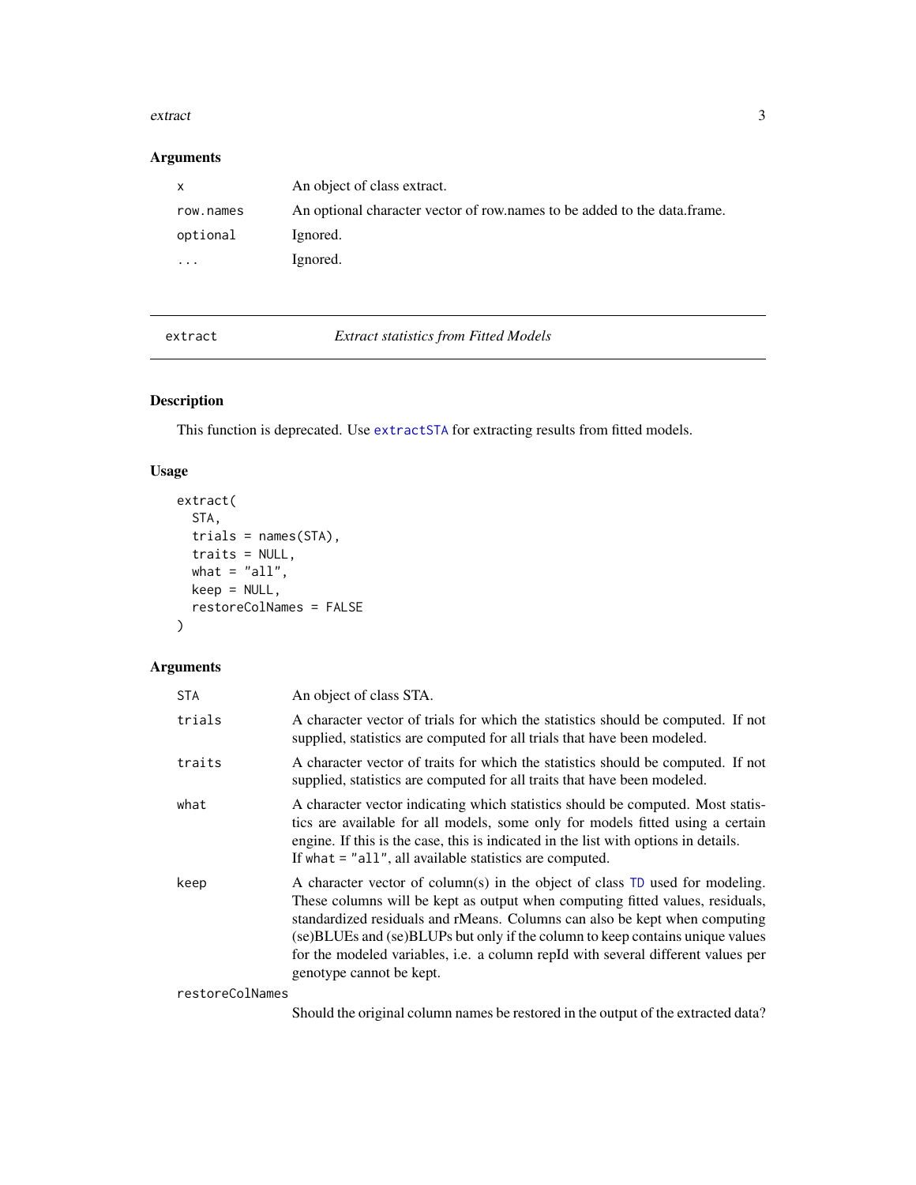## Arguments

| | |
|---|---|
| `x` | An object of class extract. |
| `row.names` | An optional character vector of row.names to be added to the data.frame. |
| `optional` | Ignored. |
| `...` | Ignored. |

---

## extract — *Extract statistics from Fitted Models*

---

### Description

This function is deprecated. Use `extractSTA` for extracting results from fitted models.

### Usage

```
extract(
  STA,
  trials = names(STA),
  traits = NULL,
  what = "all",
  keep = NULL,
  restoreColNames = FALSE
)
```

### Arguments

| | |
|---|---|
| `STA` | An object of class STA. |
| `trials` | A character vector of trials for which the statistics should be computed. If not supplied, statistics are computed for all trials that have been modeled. |
| `traits` | A character vector of traits for which the statistics should be computed. If not supplied, statistics are computed for all traits that have been modeled. |
| `what` | A character vector indicating which statistics should be computed. Most statistics are available for all models, some only for models fitted using a certain engine. If this is the case, this is indicated in the list with options in details. If `what = "all"`, all available statistics are computed. |
| `keep` | A character vector of column(s) in the object of class `TD` used for modeling. These columns will be kept as output when computing fitted values, residuals, standardized residuals and rMeans. Columns can also be kept when computing (se)BLUEs and (se)BLUPs but only if the column to keep contains unique values for the modeled variables, i.e. a column repId with several different values per genotype cannot be kept. |
| `restoreColNames` | Should the original column names be restored in the output of the extracted data? |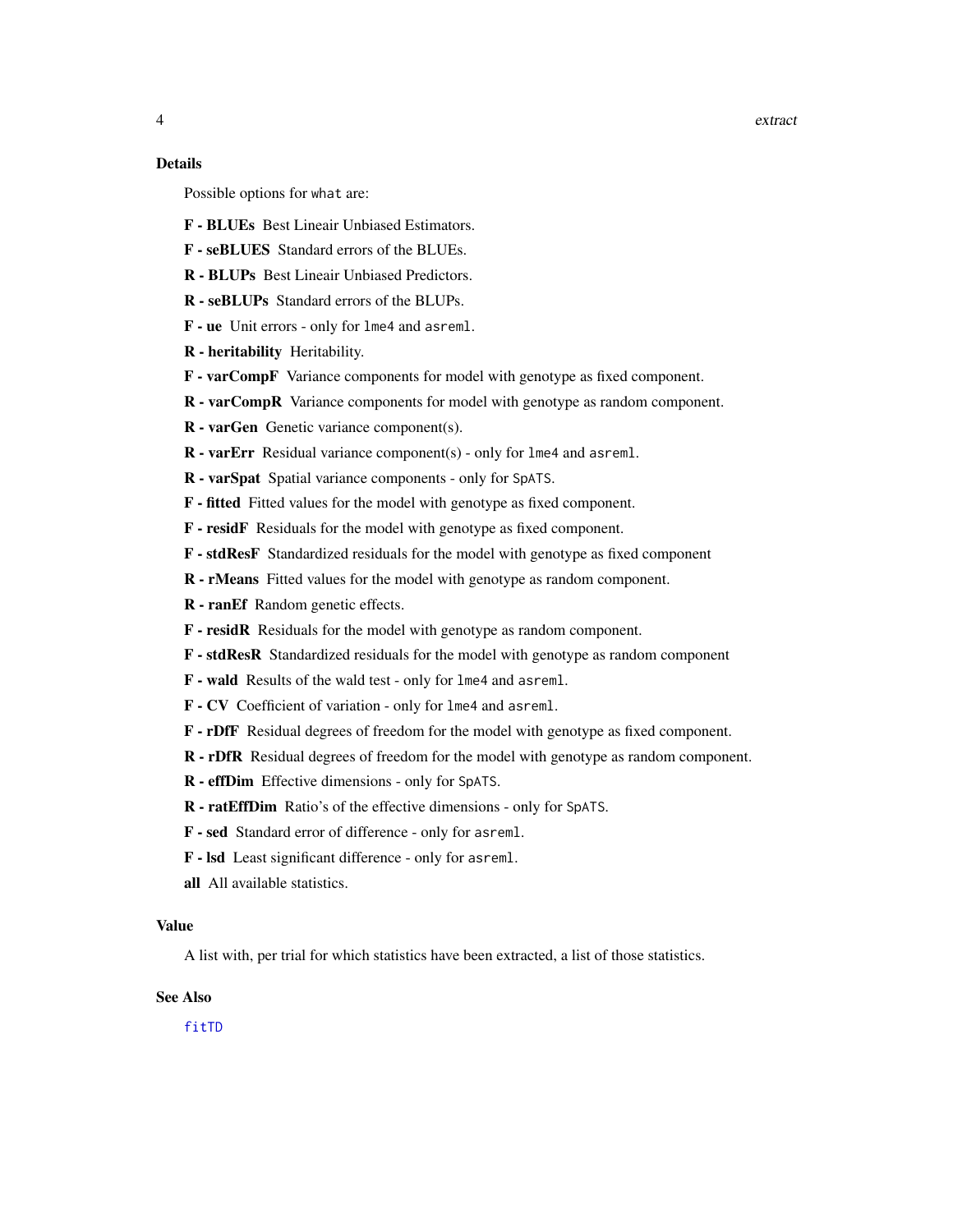### Details

Possible options for what are:

**F - BLUEs** Best Lineair Unbiased Estimators.

**F - seBLUES** Standard errors of the BLUEs.

**R - BLUPs** Best Lineair Unbiased Predictors.

**R - seBLUPs** Standard errors of the BLUPs.

**F - ue** Unit errors - only for `lme4` and `asreml`.

**R - heritability** Heritability.

**F - varCompF** Variance components for model with genotype as fixed component.

**R - varCompR** Variance components for model with genotype as random component.

**R - varGen** Genetic variance component(s).

**R - varErr** Residual variance component(s) - only for `lme4` and `asreml`.

**R - varSpat** Spatial variance components - only for `SpATS`.

**F - fitted** Fitted values for the model with genotype as fixed component.

**F - residF** Residuals for the model with genotype as fixed component.

**F - stdResF** Standardized residuals for the model with genotype as fixed component

**R - rMeans** Fitted values for the model with genotype as random component.

**R - ranEf** Random genetic effects.

**F - residR** Residuals for the model with genotype as random component.

**F - stdResR** Standardized residuals for the model with genotype as random component

**F - wald** Results of the wald test - only for `lme4` and `asreml`.

**F - CV** Coefficient of variation - only for `lme4` and `asreml`.

**F - rDfF** Residual degrees of freedom for the model with genotype as fixed component.

**R - rDfR** Residual degrees of freedom for the model with genotype as random component.

**R - effDim** Effective dimensions - only for `SpATS`.

**R - ratEffDim** Ratio's of the effective dimensions - only for `SpATS`.

**F - sed** Standard error of difference - only for `asreml`.

**F - lsd** Least significant difference - only for `asreml`.

**all** All available statistics.

### Value

A list with, per trial for which statistics have been extracted, a list of those statistics.

### See Also

fitTD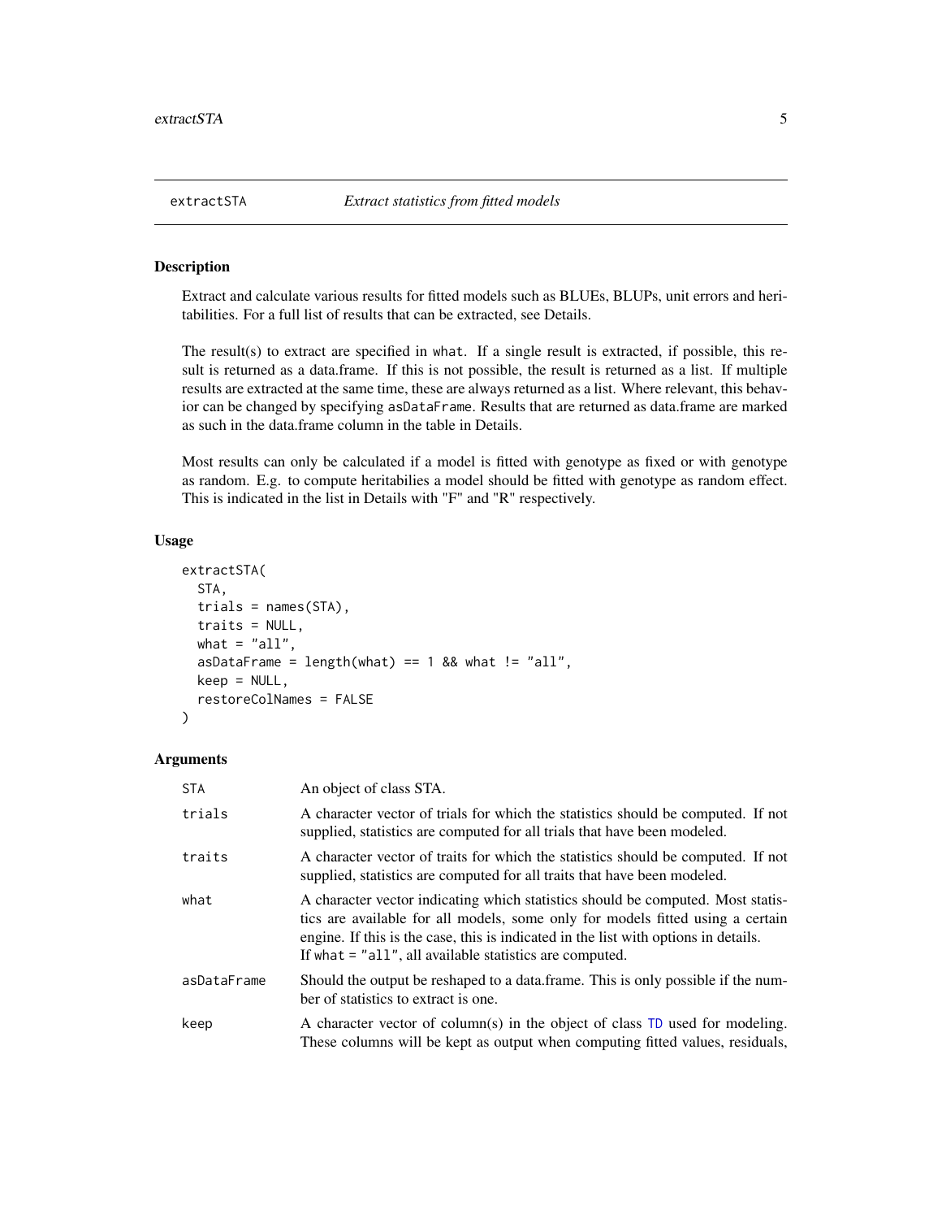## extractSTA *Extract statistics from fitted models*

### Description

Extract and calculate various results for fitted models such as BLUEs, BLUPs, unit errors and heritabilities. For a full list of results that can be extracted, see Details.

The result(s) to extract are specified in `what`. If a single result is extracted, if possible, this result is returned as a data.frame. If this is not possible, the result is returned as a list. If multiple results are extracted at the same time, these are always returned as a list. Where relevant, this behavior can be changed by specifying `asDataFrame`. Results that are returned as data.frame are marked as such in the data.frame column in the table in Details.

Most results can only be calculated if a model is fitted with genotype as fixed or with genotype as random. E.g. to compute heritabilies a model should be fitted with genotype as random effect. This is indicated in the list in Details with "F" and "R" respectively.

### Usage

```
extractSTA(
  STA,
  trials = names(STA),
  traits = NULL,
  what = "all",
  asDataFrame = length(what) == 1 && what != "all",
  keep = NULL,
  restoreColNames = FALSE
)
```

### Arguments

| | |
|---|---|
| `STA` | An object of class STA. |
| `trials` | A character vector of trials for which the statistics should be computed. If not supplied, statistics are computed for all trials that have been modeled. |
| `traits` | A character vector of traits for which the statistics should be computed. If not supplied, statistics are computed for all traits that have been modeled. |
| `what` | A character vector indicating which statistics should be computed. Most statistics are available for all models, some only for models fitted using a certain engine. If this is the case, this is indicated in the list with options in details. If `what = "all"`, all available statistics are computed. |
| `asDataFrame` | Should the output be reshaped to a data.frame. This is only possible if the number of statistics to extract is one. |
| `keep` | A character vector of column(s) in the object of class `TD` used for modeling. These columns will be kept as output when computing fitted values, residuals, |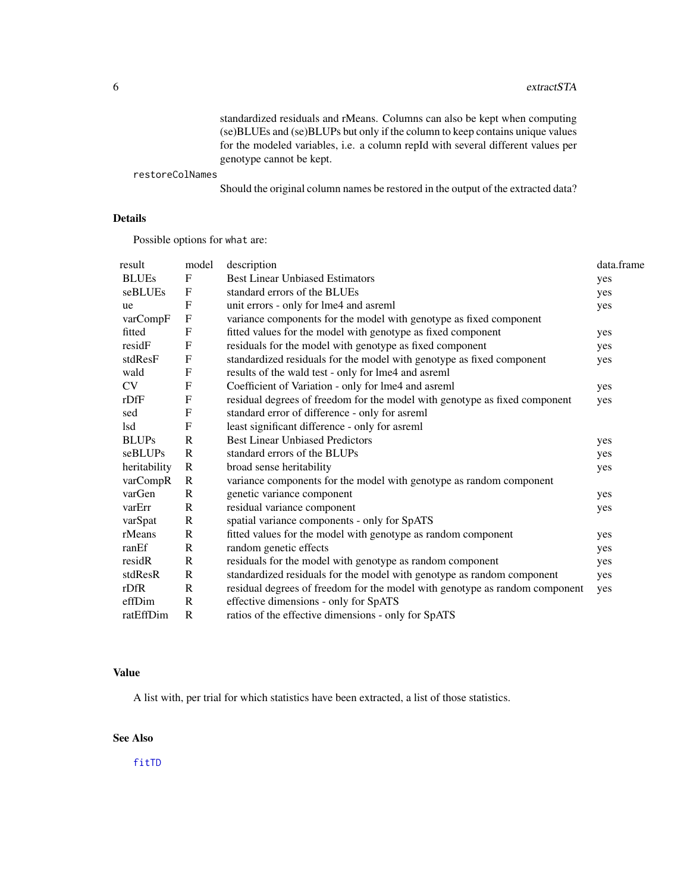standardized residuals and rMeans. Columns can also be kept when computing (se)BLUEs and (se)BLUPs but only if the column to keep contains unique values for the modeled variables, i.e. a column repId with several different values per genotype cannot be kept.

restoreColNames
: Should the original column names be restored in the output of the extracted data?

## Details

Possible options for what are:

| result | model | description | data.frame |
|---|---|---|---|
| BLUEs | F | Best Linear Unbiased Estimators | yes |
| seBLUEs | F | standard errors of the BLUEs | yes |
| ue | F | unit errors - only for lme4 and asreml | yes |
| varCompF | F | variance components for the model with genotype as fixed component | |
| fitted | F | fitted values for the model with genotype as fixed component | yes |
| residF | F | residuals for the model with genotype as fixed component | yes |
| stdResF | F | standardized residuals for the model with genotype as fixed component | yes |
| wald | F | results of the wald test - only for lme4 and asreml | |
| CV | F | Coefficient of Variation - only for lme4 and asreml | yes |
| rDfF | F | residual degrees of freedom for the model with genotype as fixed component | yes |
| sed | F | standard error of difference - only for asreml | |
| lsd | F | least significant difference - only for asreml | |
| BLUPs | R | Best Linear Unbiased Predictors | yes |
| seBLUPs | R | standard errors of the BLUPs | yes |
| heritability | R | broad sense heritability | yes |
| varCompR | R | variance components for the model with genotype as random component | |
| varGen | R | genetic variance component | yes |
| varErr | R | residual variance component | yes |
| varSpat | R | spatial variance components - only for SpATS | |
| rMeans | R | fitted values for the model with genotype as random component | yes |
| ranEf | R | random genetic effects | yes |
| residR | R | residuals for the model with genotype as random component | yes |
| stdResR | R | standardized residuals for the model with genotype as random component | yes |
| rDfR | R | residual degrees of freedom for the model with genotype as random component | yes |
| effDim | R | effective dimensions - only for SpATS | |
| ratEffDim | R | ratios of the effective dimensions - only for SpATS | |

## Value

A list with, per trial for which statistics have been extracted, a list of those statistics.

## See Also

fitTD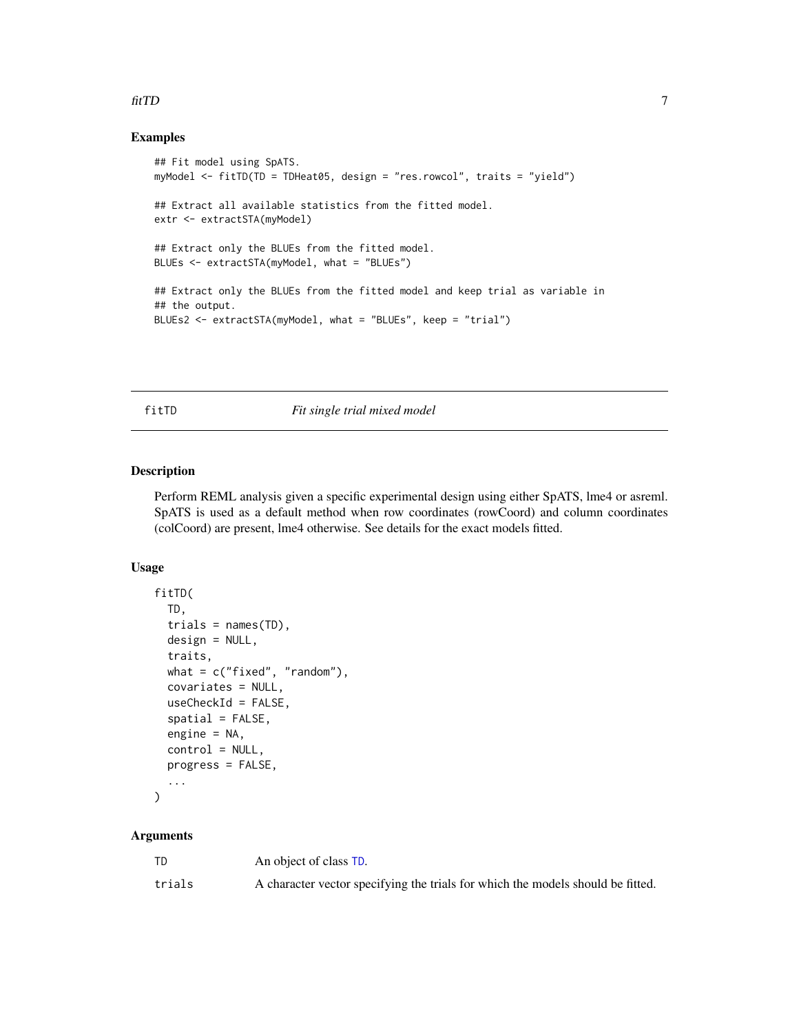## Examples

```
## Fit model using SpATS.
myModel <- fitTD(TD = TDHeat05, design = "res.rowcol", traits = "yield")

## Extract all available statistics from the fitted model.
extr <- extractSTA(myModel)

## Extract only the BLUEs from the fitted model.
BLUEs <- extractSTA(myModel, what = "BLUEs")

## Extract only the BLUEs from the fitted model and keep trial as variable in
## the output.
BLUEs2 <- extractSTA(myModel, what = "BLUEs", keep = "trial")
```

---

# fitTD — *Fit single trial mixed model*

---

## Description

Perform REML analysis given a specific experimental design using either SpATS, lme4 or asreml. SpATS is used as a default method when row coordinates (rowCoord) and column coordinates (colCoord) are present, lme4 otherwise. See details for the exact models fitted.

## Usage

```
fitTD(
  TD,
  trials = names(TD),
  design = NULL,
  traits,
  what = c("fixed", "random"),
  covariates = NULL,
  useCheckId = FALSE,
  spatial = FALSE,
  engine = NA,
  control = NULL,
  progress = FALSE,
  ...
)
```

## Arguments

| | |
|---|---|
| TD | An object of class TD. |
| trials | A character vector specifying the trials for which the models should be fitted. |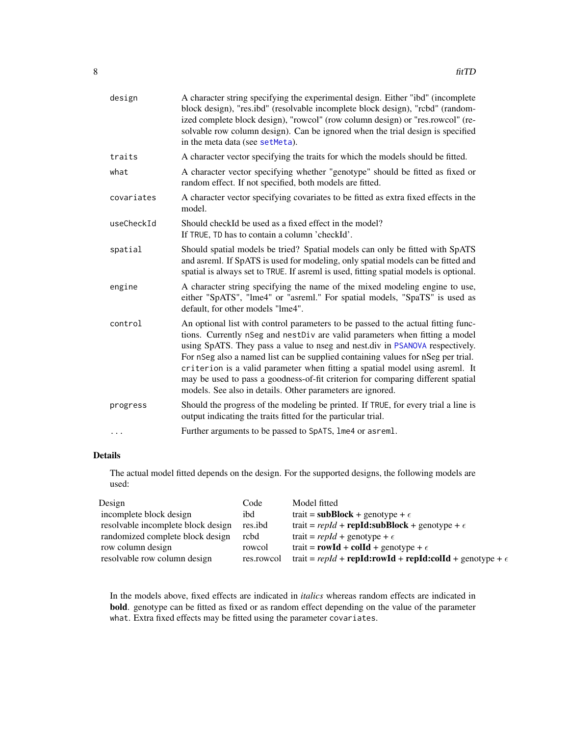| | |
|---|---|
| `design` | A character string specifying the experimental design. Either "ibd" (incomplete block design), "res.ibd" (resolvable incomplete block design), "rcbd" (randomized complete block design), "rowcol" (row column design) or "res.rowcol" (resolvable row column design). Can be ignored when the trial design is specified in the meta data (see `setMeta`). |
| `traits` | A character vector specifying the traits for which the models should be fitted. |
| `what` | A character vector specifying whether "genotype" should be fitted as fixed or random effect. If not specified, both models are fitted. |
| `covariates` | A character vector specifying covariates to be fitted as extra fixed effects in the model. |
| `useCheckId` | Should checkId be used as a fixed effect in the model? If `TRUE`, `TD` has to contain a column 'checkId'. |
| `spatial` | Should spatial models be tried? Spatial models can only be fitted with SpATS and asreml. If SpATS is used for modeling, only spatial models can be fitted and spatial is always set to `TRUE`. If asreml is used, fitting spatial models is optional. |
| `engine` | A character string specifying the name of the mixed modeling engine to use, either "SpATS", "lme4" or "asreml." For spatial models, "SpaTS" is used as default, for other models "lme4". |
| `control` | An optional list with control parameters to be passed to the actual fitting functions. Currently `nSeg` and `nestDiv` are valid parameters when fitting a model using SpATS. They pass a value to nseg and nest.div in `PSANOVA` respectively. For `nSeg` also a named list can be supplied containing values for nSeg per trial. `criterion` is a valid parameter when fitting a spatial model using asreml. It may be used to pass a goodness-of-fit criterion for comparing different spatial models. See also in details. Other parameters are ignored. |
| `progress` | Should the progress of the modeling be printed. If `TRUE`, for every trial a line is output indicating the traits fitted for the particular trial. |
| `...` | Further arguments to be passed to `SpATS`, `lme4` or `asreml`. |

## Details

The actual model fitted depends on the design. For the supported designs, the following models are used:

| Design | Code | Model fitted |
|---|---|---|
| incomplete block design | ibd | trait = **subBlock** + genotype + $\epsilon$ |
| resolvable incomplete block design | res.ibd | trait = *repId* + **repId:subBlock** + genotype + $\epsilon$ |
| randomized complete block design | rcbd | trait = *repId* + genotype + $\epsilon$ |
| row column design | rowcol | trait = **rowId** + **colId** + genotype + $\epsilon$ |
| resolvable row column design | res.rowcol | trait = *repId* + **repId:rowId** + **repId:colId** + genotype + $\epsilon$ |

In the models above, fixed effects are indicated in *italics* whereas random effects are indicated in **bold**. genotype can be fitted as fixed or as random effect depending on the value of the parameter `what`. Extra fixed effects may be fitted using the parameter `covariates`.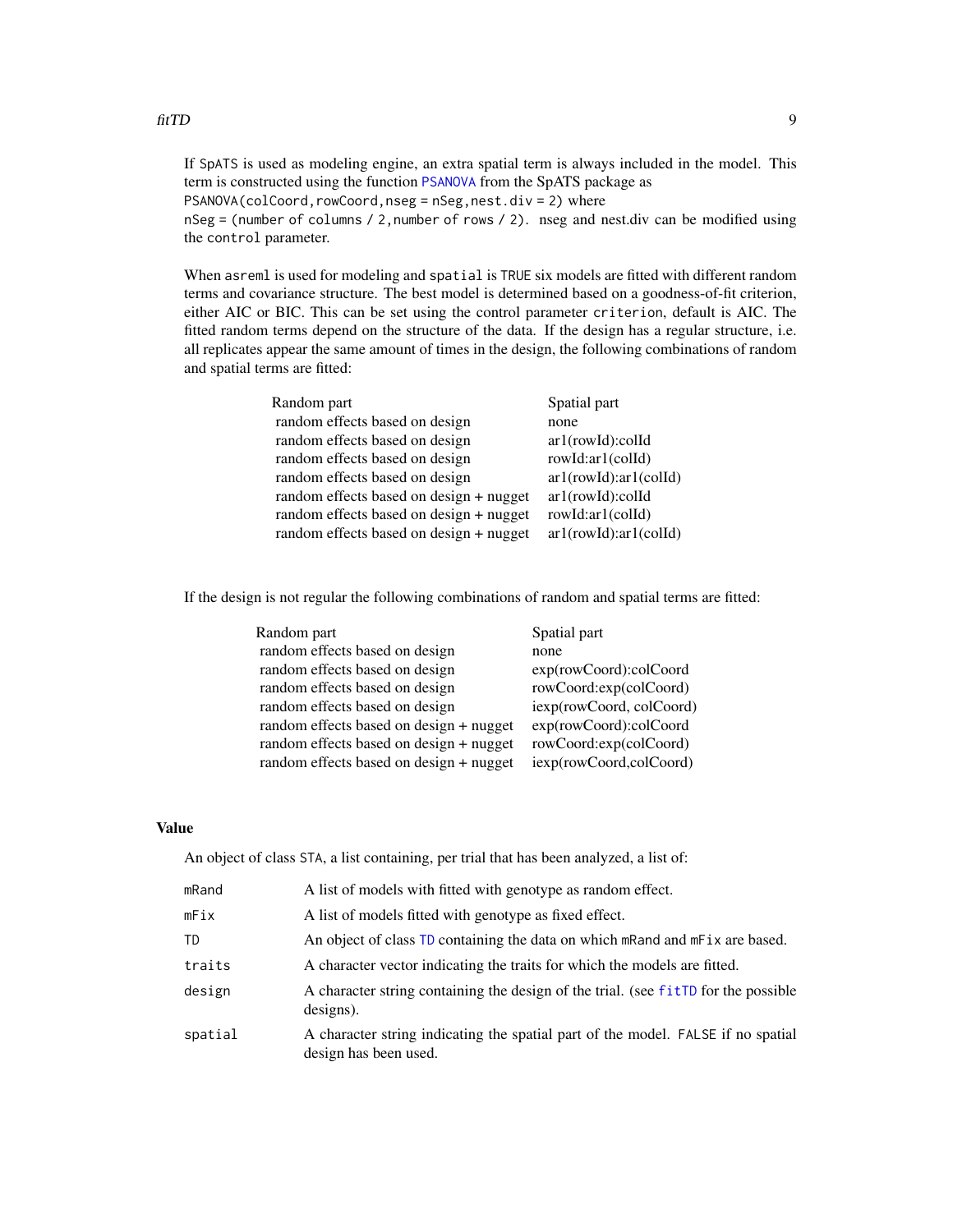If SpATS is used as modeling engine, an extra spatial term is always included in the model. This term is constructed using the function PSANOVA from the SpATS package as
`PSANOVA(colCoord,rowCoord,nseg = nSeg,nest.div = 2)` where
`nSeg = (number of columns / 2,number of rows / 2)`. nseg and nest.div can be modified using the `control` parameter.

When `asreml` is used for modeling and `spatial` is `TRUE` six models are fitted with different random terms and covariance structure. The best model is determined based on a goodness-of-fit criterion, either AIC or BIC. This can be set using the control parameter `criterion`, default is AIC. The fitted random terms depend on the structure of the data. If the design has a regular structure, i.e. all replicates appear the same amount of times in the design, the following combinations of random and spatial terms are fitted:

| Random part | Spatial part |
|---|---|
| random effects based on design | none |
| random effects based on design | ar1(rowId):colId |
| random effects based on design | rowId:ar1(colId) |
| random effects based on design | ar1(rowId):ar1(colId) |
| random effects based on design + nugget | ar1(rowId):colId |
| random effects based on design + nugget | rowId:ar1(colId) |
| random effects based on design + nugget | ar1(rowId):ar1(colId) |

If the design is not regular the following combinations of random and spatial terms are fitted:

| Random part | Spatial part |
|---|---|
| random effects based on design | none |
| random effects based on design | exp(rowCoord):colCoord |
| random effects based on design | rowCoord:exp(colCoord) |
| random effects based on design | iexp(rowCoord, colCoord) |
| random effects based on design + nugget | exp(rowCoord):colCoord |
| random effects based on design + nugget | rowCoord:exp(colCoord) |
| random effects based on design + nugget | iexp(rowCoord,colCoord) |

## Value

An object of class `STA`, a list containing, per trial that has been analyzed, a list of:

| | |
|---|---|
| `mRand` | A list of models with fitted with genotype as random effect. |
| `mFix` | A list of models fitted with genotype as fixed effect. |
| `TD` | An object of class `TD` containing the data on which `mRand` and `mFix` are based. |
| `traits` | A character vector indicating the traits for which the models are fitted. |
| `design` | A character string containing the design of the trial. (see `fitTD` for the possible designs). |
| `spatial` | A character string indicating the spatial part of the model. `FALSE` if no spatial design has been used. |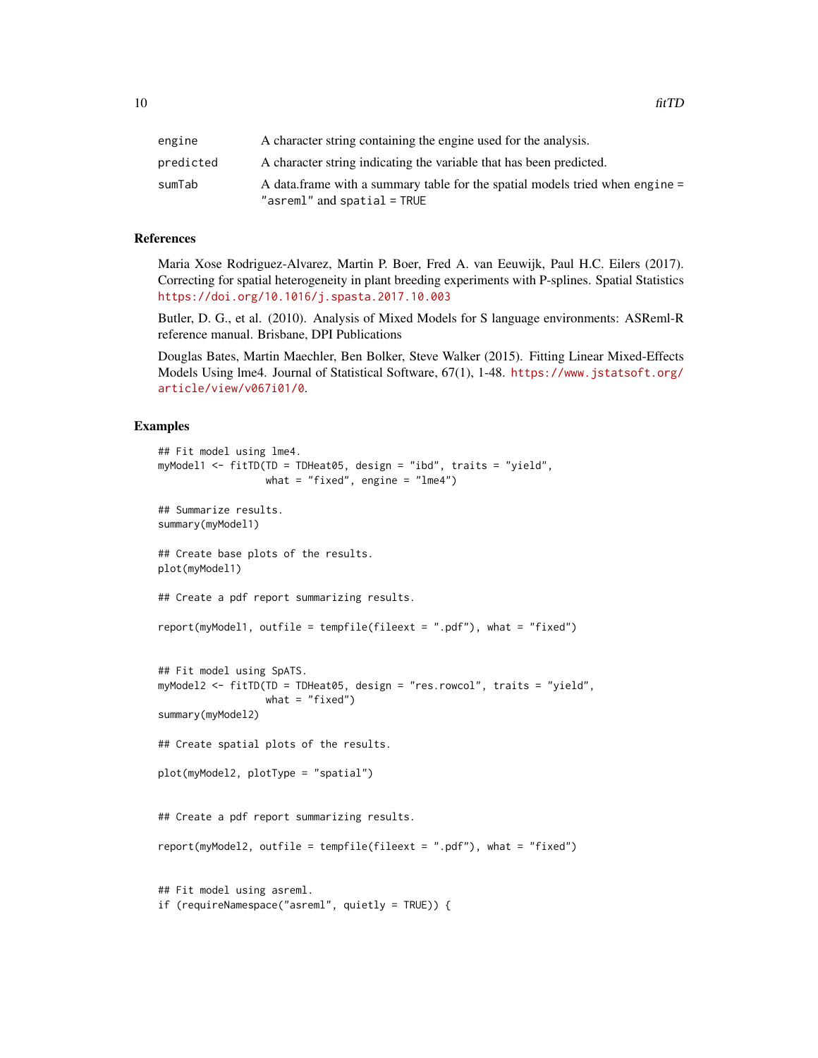| | |
|---|---|
| engine | A character string containing the engine used for the analysis. |
| predicted | A character string indicating the variable that has been predicted. |
| sumTab | A data.frame with a summary table for the spatial models tried when engine = "asreml" and spatial = TRUE |

## References

Maria Xose Rodriguez-Alvarez, Martin P. Boer, Fred A. van Eeuwijk, Paul H.C. Eilers (2017). Correcting for spatial heterogeneity in plant breeding experiments with P-splines. Spatial Statistics https://doi.org/10.1016/j.spasta.2017.10.003

Butler, D. G., et al. (2010). Analysis of Mixed Models for S language environments: ASReml-R reference manual. Brisbane, DPI Publications

Douglas Bates, Martin Maechler, Ben Bolker, Steve Walker (2015). Fitting Linear Mixed-Effects Models Using lme4. Journal of Statistical Software, 67(1), 1-48. https://www.jstatsoft.org/article/view/v067i01/0.

## Examples

```
## Fit model using lme4.
myModel1 <- fitTD(TD = TDHeat05, design = "ibd", traits = "yield",
                  what = "fixed", engine = "lme4")

## Summarize results.
summary(myModel1)

## Create base plots of the results.
plot(myModel1)

## Create a pdf report summarizing results.

report(myModel1, outfile = tempfile(fileext = ".pdf"), what = "fixed")


## Fit model using SpATS.
myModel2 <- fitTD(TD = TDHeat05, design = "res.rowcol", traits = "yield",
                  what = "fixed")
summary(myModel2)

## Create spatial plots of the results.

plot(myModel2, plotType = "spatial")


## Create a pdf report summarizing results.

report(myModel2, outfile = tempfile(fileext = ".pdf"), what = "fixed")


## Fit model using asreml.
if (requireNamespace("asreml", quietly = TRUE)) {
```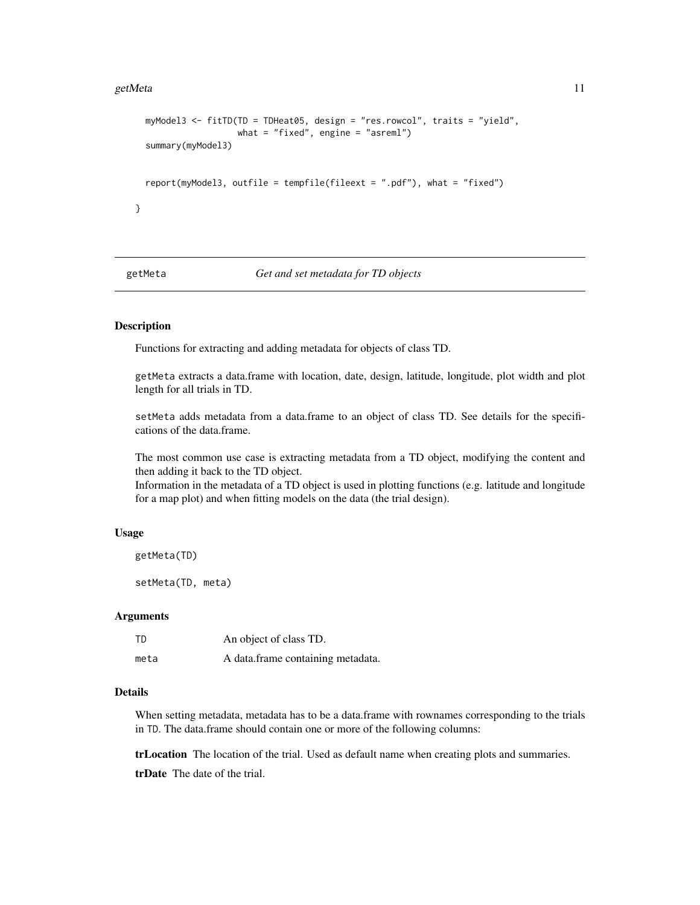```
  myModel3 <- fitTD(TD = TDHeat05, design = "res.rowcol", traits = "yield",
                    what = "fixed", engine = "asreml")
  summary(myModel3)


  report(myModel3, outfile = tempfile(fileext = ".pdf"), what = "fixed")

}
```

## getMeta — *Get and set metadata for TD objects*

### Description

Functions for extracting and adding metadata for objects of class TD.

getMeta extracts a data.frame with location, date, design, latitude, longitude, plot width and plot length for all trials in TD.

setMeta adds metadata from a data.frame to an object of class TD. See details for the specifications of the data.frame.

The most common use case is extracting metadata from a TD object, modifying the content and then adding it back to the TD object.
Information in the metadata of a TD object is used in plotting functions (e.g. latitude and longitude for a map plot) and when fitting models on the data (the trial design).

### Usage

```
getMeta(TD)

setMeta(TD, meta)
```

### Arguments

| | |
|---|---|
| TD | An object of class TD. |
| meta | A data.frame containing metadata. |

### Details

When setting metadata, metadata has to be a data.frame with rownames corresponding to the trials in TD. The data.frame should contain one or more of the following columns:

**trLocation** The location of the trial. Used as default name when creating plots and summaries.

**trDate** The date of the trial.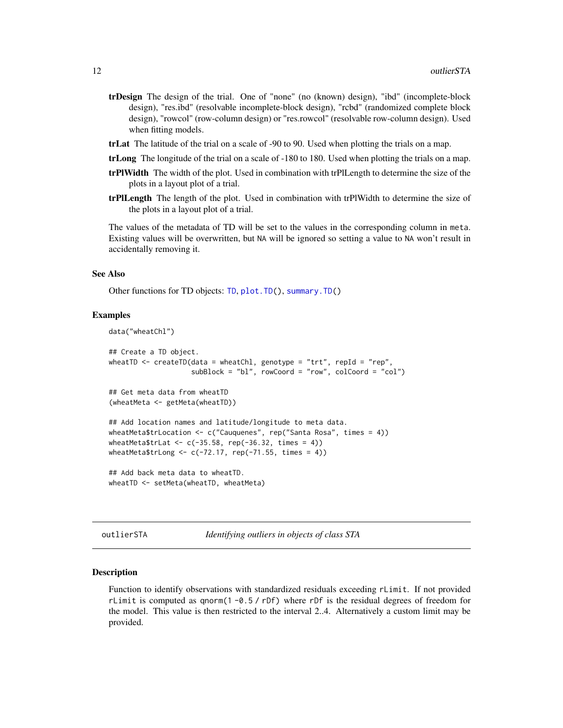**trDesign** The design of the trial. One of "none" (no (known) design), "ibd" (incomplete-block design), "res.ibd" (resolvable incomplete-block design), "rcbd" (randomized complete block design), "rowcol" (row-column design) or "res.rowcol" (resolvable row-column design). Used when fitting models.

**trLat** The latitude of the trial on a scale of -90 to 90. Used when plotting the trials on a map.

**trLong** The longitude of the trial on a scale of -180 to 180. Used when plotting the trials on a map.

**trPlWidth** The width of the plot. Used in combination with trPlLength to determine the size of the plots in a layout plot of a trial.

**trPlLength** The length of the plot. Used in combination with trPlWidth to determine the size of the plots in a layout plot of a trial.

The values of the metadata of TD will be set to the values in the corresponding column in `meta`. Existing values will be overwritten, but `NA` will be ignored so setting a value to `NA` won't result in accidentally removing it.

### See Also

Other functions for TD objects: `TD`, `plot.TD()`, `summary.TD()`

### Examples

```
data("wheatChl")

## Create a TD object.
wheatTD <- createTD(data = wheatChl, genotype = "trt", repId = "rep",
                    subBlock = "bl", rowCoord = "row", colCoord = "col")

## Get meta data from wheatTD
(wheatMeta <- getMeta(wheatTD))

## Add location names and latitude/longitude to meta data.
wheatMeta$trLocation <- c("Cauquenes", rep("Santa Rosa", times = 4))
wheatMeta$trLat <- c(-35.58, rep(-36.32, times = 4))
wheatMeta$trLong <- c(-72.17, rep(-71.55, times = 4))

## Add back meta data to wheatTD.
wheatTD <- setMeta(wheatTD, wheatMeta)
```

## outlierSTA — *Identifying outliers in objects of class STA*

### Description

Function to identify observations with standardized residuals exceeding `rLimit`. If not provided `rLimit` is computed as `qnorm(1 -0.5 / rDf)` where `rDf` is the residual degrees of freedom for the model. This value is then restricted to the interval 2..4. Alternatively a custom limit may be provided.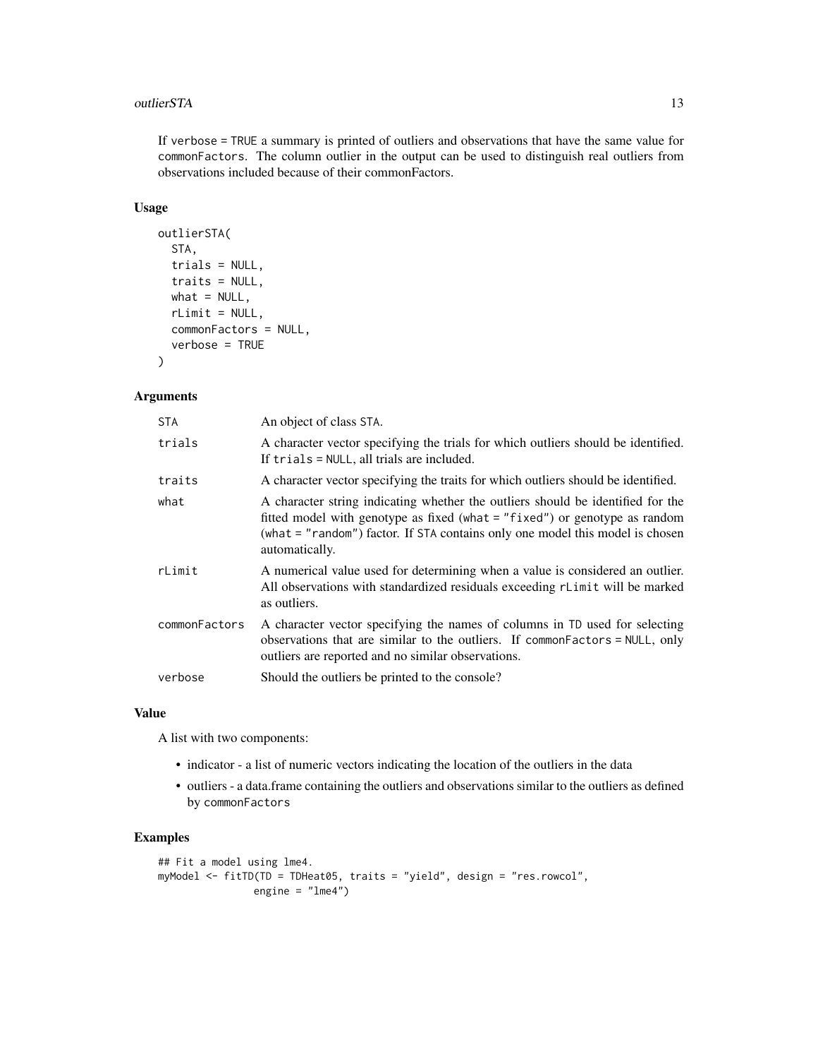If `verbose = TRUE` a summary is printed of outliers and observations that have the same value for `commonFactors`. The column outlier in the output can be used to distinguish real outliers from observations included because of their commonFactors.

## Usage

```
outlierSTA(
  STA,
  trials = NULL,
  traits = NULL,
  what = NULL,
  rLimit = NULL,
  commonFactors = NULL,
  verbose = TRUE
)
```

## Arguments

| | |
|---|---|
| `STA` | An object of class `STA`. |
| `trials` | A character vector specifying the trials for which outliers should be identified. If `trials = NULL`, all trials are included. |
| `traits` | A character vector specifying the traits for which outliers should be identified. |
| `what` | A character string indicating whether the outliers should be identified for the fitted model with genotype as fixed (`what = "fixed"`) or genotype as random (`what = "random"`) factor. If `STA` contains only one model this model is chosen automatically. |
| `rLimit` | A numerical value used for determining when a value is considered an outlier. All observations with standardized residuals exceeding `rLimit` will be marked as outliers. |
| `commonFactors` | A character vector specifying the names of columns in `TD` used for selecting observations that are similar to the outliers. If `commonFactors = NULL`, only outliers are reported and no similar observations. |
| `verbose` | Should the outliers be printed to the console? |

## Value

A list with two components:

- indicator - a list of numeric vectors indicating the location of the outliers in the data
- outliers - a data.frame containing the outliers and observations similar to the outliers as defined by `commonFactors`

## Examples

```
## Fit a model using lme4.
myModel <- fitTD(TD = TDHeat05, traits = "yield", design = "res.rowcol",
                engine = "lme4")
```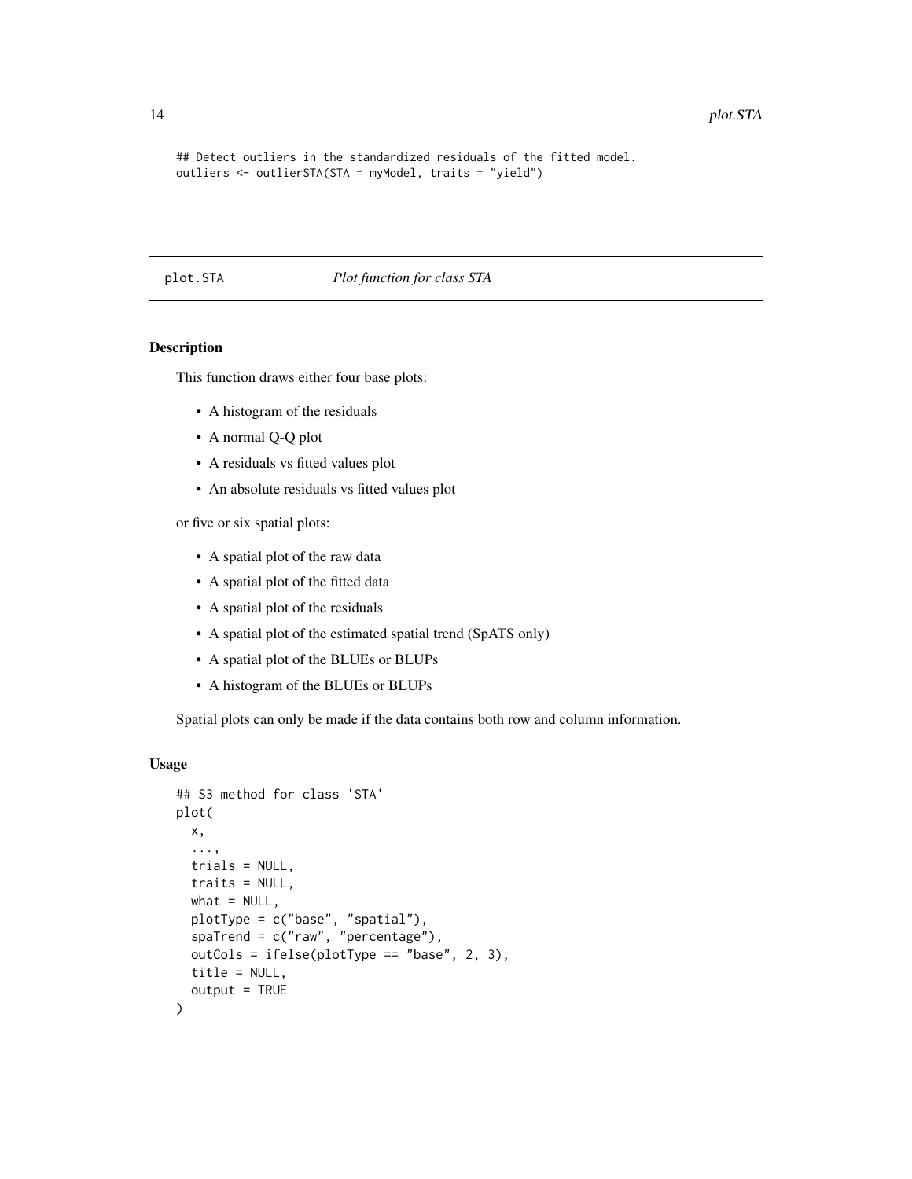```
## Detect outliers in the standardized residuals of the fitted model.
outliers <- outlierSTA(STA = myModel, traits = "yield")
```

---

plot.STA        *Plot function for class STA*

---

## Description

This function draws either four base plots:

- A histogram of the residuals
- A normal Q-Q plot
- A residuals vs fitted values plot
- An absolute residuals vs fitted values plot

or five or six spatial plots:

- A spatial plot of the raw data
- A spatial plot of the fitted data
- A spatial plot of the residuals
- A spatial plot of the estimated spatial trend (SpATS only)
- A spatial plot of the BLUEs or BLUPs
- A histogram of the BLUEs or BLUPs

Spatial plots can only be made if the data contains both row and column information.

## Usage

```
## S3 method for class 'STA'
plot(
  x,
  ...,
  trials = NULL,
  traits = NULL,
  what = NULL,
  plotType = c("base", "spatial"),
  spaTrend = c("raw", "percentage"),
  outCols = ifelse(plotType == "base", 2, 3),
  title = NULL,
  output = TRUE
)
```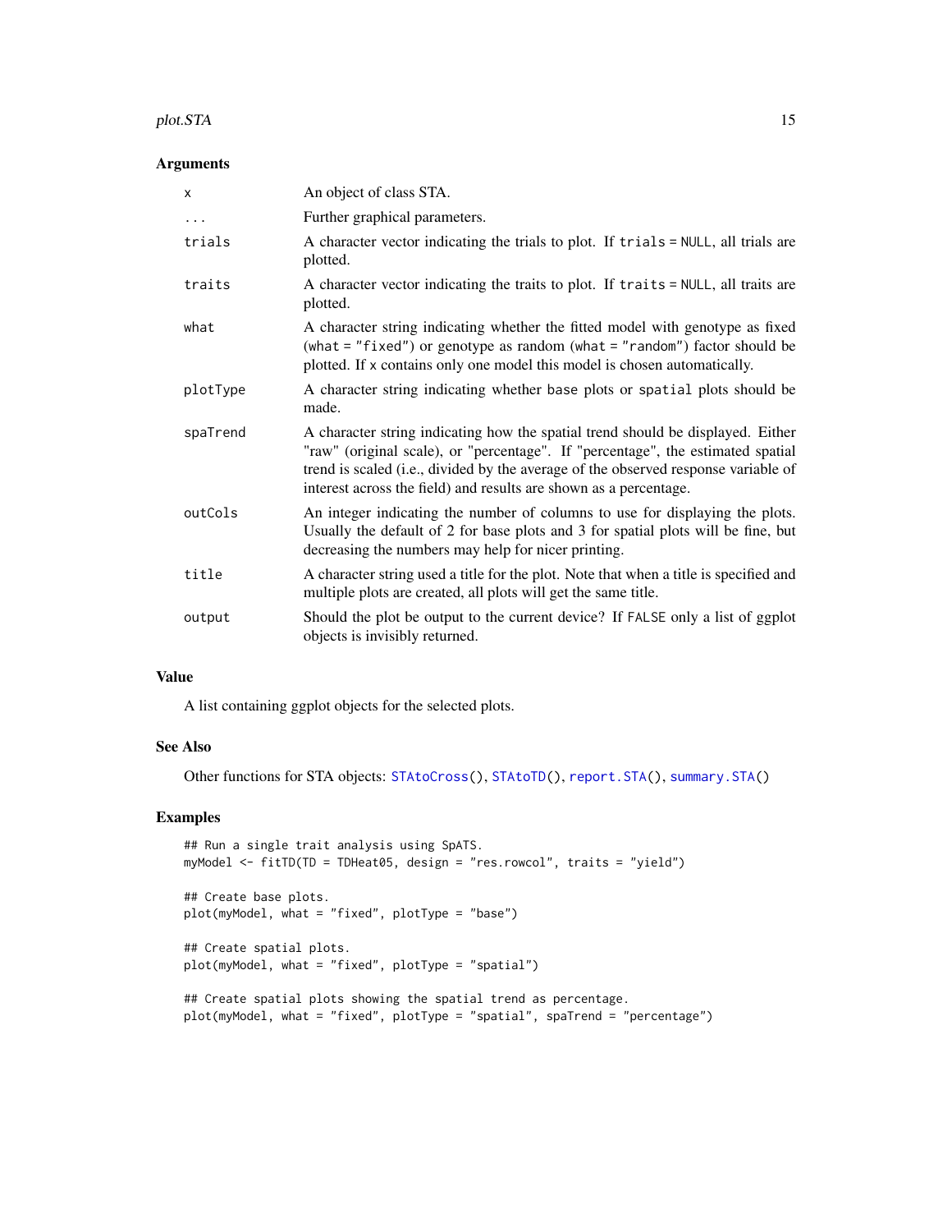## Arguments

| | |
|---|---|
| `x` | An object of class STA. |
| `...` | Further graphical parameters. |
| `trials` | A character vector indicating the trials to plot. If `trials = NULL`, all trials are plotted. |
| `traits` | A character vector indicating the traits to plot. If `traits = NULL`, all traits are plotted. |
| `what` | A character string indicating whether the fitted model with genotype as fixed (`what = "fixed"`) or genotype as random (`what = "random"`) factor should be plotted. If x contains only one model this model is chosen automatically. |
| `plotType` | A character string indicating whether `base` plots or `spatial` plots should be made. |
| `spaTrend` | A character string indicating how the spatial trend should be displayed. Either "raw" (original scale), or "percentage". If "percentage", the estimated spatial trend is scaled (i.e., divided by the average of the observed response variable of interest across the field) and results are shown as a percentage. |
| `outCols` | An integer indicating the number of columns to use for displaying the plots. Usually the default of 2 for base plots and 3 for spatial plots will be fine, but decreasing the numbers may help for nicer printing. |
| `title` | A character string used a title for the plot. Note that when a title is specified and multiple plots are created, all plots will get the same title. |
| `output` | Should the plot be output to the current device? If `FALSE` only a list of ggplot objects is invisibly returned. |

## Value

A list containing ggplot objects for the selected plots.

## See Also

Other functions for STA objects: `STAtoCross()`, `STAtoTD()`, `report.STA()`, `summary.STA()`

## Examples

```
## Run a single trait analysis using SpATS.
myModel <- fitTD(TD = TDHeat05, design = "res.rowcol", traits = "yield")

## Create base plots.
plot(myModel, what = "fixed", plotType = "base")

## Create spatial plots.
plot(myModel, what = "fixed", plotType = "spatial")

## Create spatial plots showing the spatial trend as percentage.
plot(myModel, what = "fixed", plotType = "spatial", spaTrend = "percentage")
```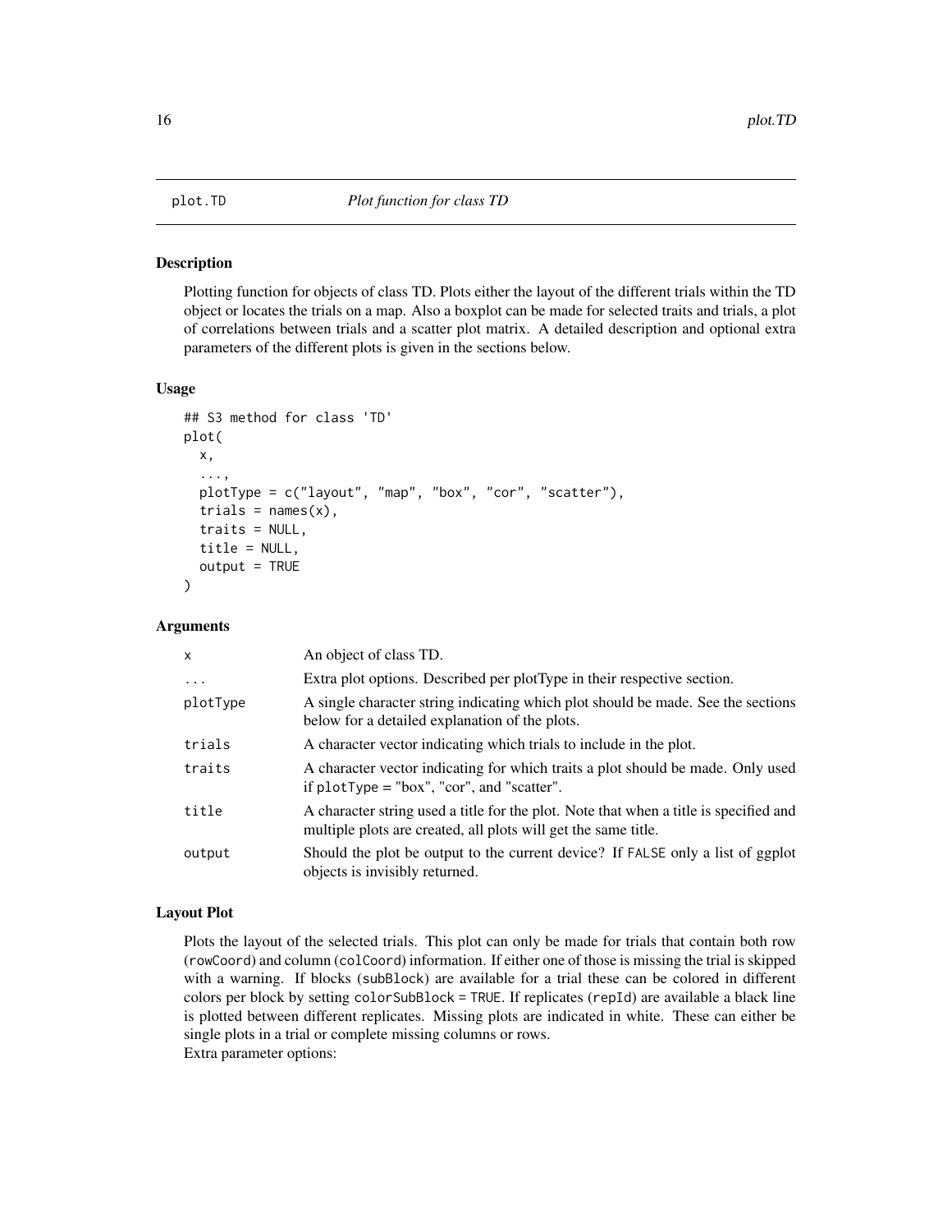# plot.TD *Plot function for class TD*

## Description

Plotting function for objects of class TD. Plots either the layout of the different trials within the TD object or locates the trials on a map. Also a boxplot can be made for selected traits and trials, a plot of correlations between trials and a scatter plot matrix. A detailed description and optional extra parameters of the different plots is given in the sections below.

## Usage

```
## S3 method for class 'TD'
plot(
  x,
  ...,
  plotType = c("layout", "map", "box", "cor", "scatter"),
  trials = names(x),
  traits = NULL,
  title = NULL,
  output = TRUE
)
```

## Arguments

| | |
|---|---|
| x | An object of class TD. |
| ... | Extra plot options. Described per plotType in their respective section. |
| plotType | A single character string indicating which plot should be made. See the sections below for a detailed explanation of the plots. |
| trials | A character vector indicating which trials to include in the plot. |
| traits | A character vector indicating for which traits a plot should be made. Only used if `plotType` = "box", "cor", and "scatter". |
| title | A character string used a title for the plot. Note that when a title is specified and multiple plots are created, all plots will get the same title. |
| output | Should the plot be output to the current device? If `FALSE` only a list of ggplot objects is invisibly returned. |

## Layout Plot

Plots the layout of the selected trials. This plot can only be made for trials that contain both row (`rowCoord`) and column (`colCoord`) information. If either one of those is missing the trial is skipped with a warning. If blocks (`subBlock`) are available for a trial these can be colored in different colors per block by setting `colorSubBlock = TRUE`. If replicates (`repId`) are available a black line is plotted between different replicates. Missing plots are indicated in white. These can either be single plots in a trial or complete missing columns or rows.
Extra parameter options: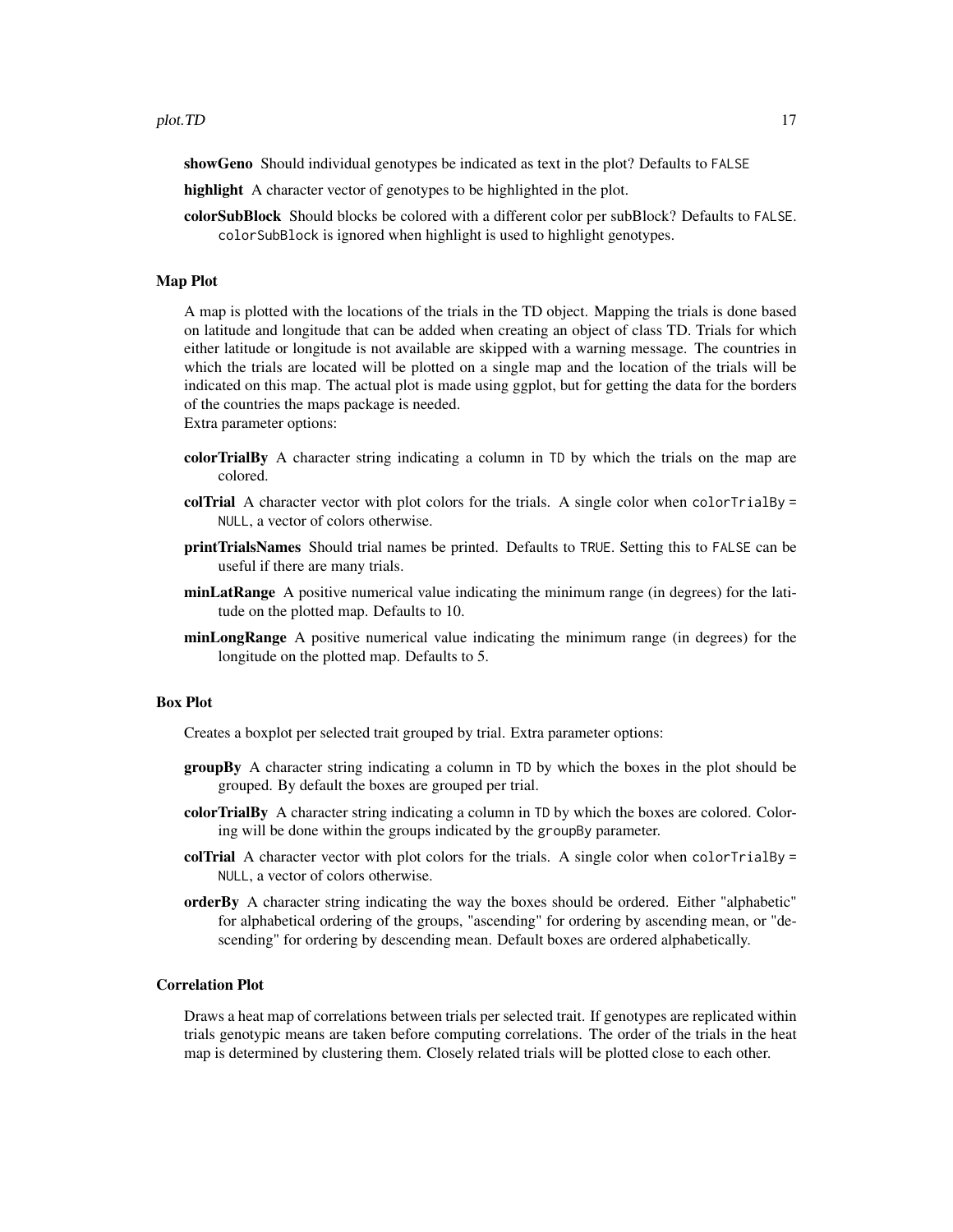**showGeno** Should individual genotypes be indicated as text in the plot? Defaults to `FALSE`

**highlight** A character vector of genotypes to be highlighted in the plot.

**colorSubBlock** Should blocks be colored with a different color per subBlock? Defaults to `FALSE`. `colorSubBlock` is ignored when highlight is used to highlight genotypes.

### Map Plot

A map is plotted with the locations of the trials in the TD object. Mapping the trials is done based on latitude and longitude that can be added when creating an object of class TD. Trials for which either latitude or longitude is not available are skipped with a warning message. The countries in which the trials are located will be plotted on a single map and the location of the trials will be indicated on this map. The actual plot is made using ggplot, but for getting the data for the borders of the countries the maps package is needed.
Extra parameter options:

**colorTrialBy** A character string indicating a column in `TD` by which the trials on the map are colored.

**colTrial** A character vector with plot colors for the trials. A single color when `colorTrialBy = NULL`, a vector of colors otherwise.

**printTrialsNames** Should trial names be printed. Defaults to `TRUE`. Setting this to `FALSE` can be useful if there are many trials.

**minLatRange** A positive numerical value indicating the minimum range (in degrees) for the latitude on the plotted map. Defaults to 10.

**minLongRange** A positive numerical value indicating the minimum range (in degrees) for the longitude on the plotted map. Defaults to 5.

### Box Plot

Creates a boxplot per selected trait grouped by trial. Extra parameter options:

**groupBy** A character string indicating a column in `TD` by which the boxes in the plot should be grouped. By default the boxes are grouped per trial.

**colorTrialBy** A character string indicating a column in `TD` by which the boxes are colored. Coloring will be done within the groups indicated by the `groupBy` parameter.

**colTrial** A character vector with plot colors for the trials. A single color when `colorTrialBy = NULL`, a vector of colors otherwise.

**orderBy** A character string indicating the way the boxes should be ordered. Either "alphabetic" for alphabetical ordering of the groups, "ascending" for ordering by ascending mean, or "descending" for ordering by descending mean. Default boxes are ordered alphabetically.

### Correlation Plot

Draws a heat map of correlations between trials per selected trait. If genotypes are replicated within trials genotypic means are taken before computing correlations. The order of the trials in the heat map is determined by clustering them. Closely related trials will be plotted close to each other.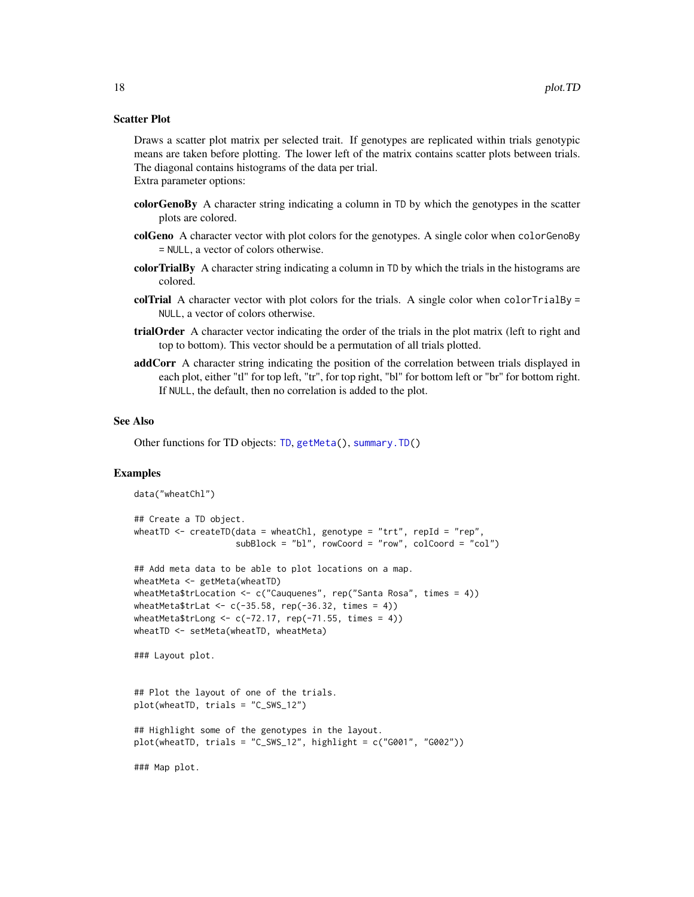### Scatter Plot

Draws a scatter plot matrix per selected trait. If genotypes are replicated within trials genotypic means are taken before plotting. The lower left of the matrix contains scatter plots between trials. The diagonal contains histograms of the data per trial.
Extra parameter options:

**colorGenoBy** A character string indicating a column in `TD` by which the genotypes in the scatter plots are colored.

**colGeno** A character vector with plot colors for the genotypes. A single color when `colorGenoBy = NULL`, a vector of colors otherwise.

**colorTrialBy** A character string indicating a column in `TD` by which the trials in the histograms are colored.

**colTrial** A character vector with plot colors for the trials. A single color when `colorTrialBy = NULL`, a vector of colors otherwise.

**trialOrder** A character vector indicating the order of the trials in the plot matrix (left to right and top to bottom). This vector should be a permutation of all trials plotted.

**addCorr** A character string indicating the position of the correlation between trials displayed in each plot, either "tl" for top left, "tr", for top right, "bl" for bottom left or "br" for bottom right. If `NULL`, the default, then no correlation is added to the plot.

## See Also

Other functions for TD objects: `TD`, `getMeta()`, `summary.TD()`

## Examples

```
data("wheatChl")

## Create a TD object.
wheatTD <- createTD(data = wheatChl, genotype = "trt", repId = "rep",
                    subBlock = "bl", rowCoord = "row", colCoord = "col")

## Add meta data to be able to plot locations on a map.
wheatMeta <- getMeta(wheatTD)
wheatMeta$trLocation <- c("Cauquenes", rep("Santa Rosa", times = 4))
wheatMeta$trLat <- c(-35.58, rep(-36.32, times = 4))
wheatMeta$trLong <- c(-72.17, rep(-71.55, times = 4))
wheatTD <- setMeta(wheatTD, wheatMeta)

### Layout plot.


## Plot the layout of one of the trials.
plot(wheatTD, trials = "C_SWS_12")

## Highlight some of the genotypes in the layout.
plot(wheatTD, trials = "C_SWS_12", highlight = c("G001", "G002"))

### Map plot.
```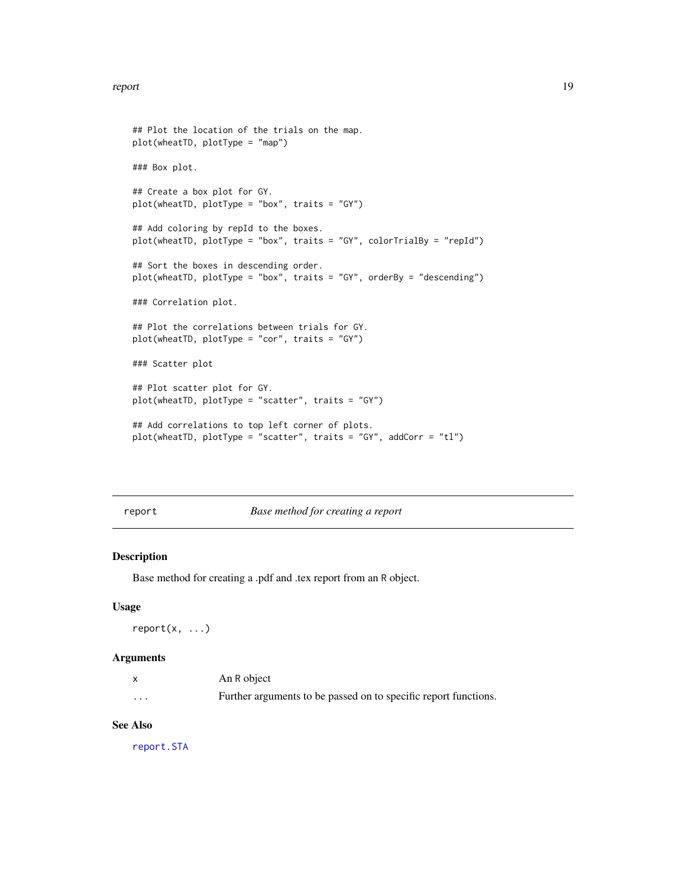```
## Plot the location of the trials on the map.
plot(wheatTD, plotType = "map")

### Box plot.

## Create a box plot for GY.
plot(wheatTD, plotType = "box", traits = "GY")

## Add coloring by repId to the boxes.
plot(wheatTD, plotType = "box", traits = "GY", colorTrialBy = "repId")

## Sort the boxes in descending order.
plot(wheatTD, plotType = "box", traits = "GY", orderBy = "descending")

### Correlation plot.

## Plot the correlations between trials for GY.
plot(wheatTD, plotType = "cor", traits = "GY")

### Scatter plot

## Plot scatter plot for GY.
plot(wheatTD, plotType = "scatter", traits = "GY")

## Add correlations to top left corner of plots.
plot(wheatTD, plotType = "scatter", traits = "GY", addCorr = "tl")
```

---

## report — *Base method for creating a report*

### Description

Base method for creating a .pdf and .tex report from an R object.

### Usage

```
report(x, ...)
```

### Arguments

| | |
|---|---|
| x | An R object |
| ... | Further arguments to be passed on to specific report functions. |

### See Also

report.STA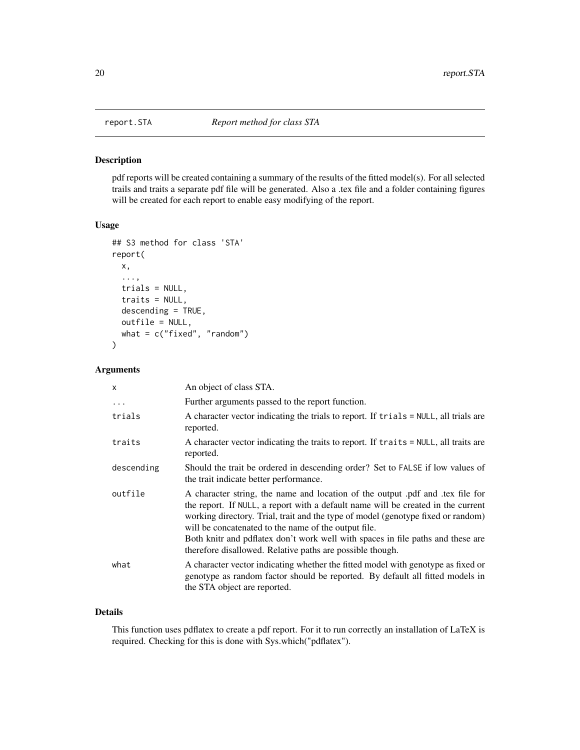# report.STA — *Report method for class STA*

## Description

pdf reports will be created containing a summary of the results of the fitted model(s). For all selected trails and traits a separate pdf file will be generated. Also a .tex file and a folder containing figures will be created for each report to enable easy modifying of the report.

## Usage

```
## S3 method for class 'STA'
report(
  x,
  ...,
  trials = NULL,
  traits = NULL,
  descending = TRUE,
  outfile = NULL,
  what = c("fixed", "random")
)
```

## Arguments

| | |
|---|---|
| x | An object of class STA. |
| ... | Further arguments passed to the report function. |
| trials | A character vector indicating the trials to report. If `trials = NULL`, all trials are reported. |
| traits | A character vector indicating the traits to report. If `traits = NULL`, all traits are reported. |
| descending | Should the trait be ordered in descending order? Set to `FALSE` if low values of the trait indicate better performance. |
| outfile | A character string, the name and location of the output .pdf and .tex file for the report. If `NULL`, a report with a default name will be created in the current working directory. Trial, trait and the type of model (genotype fixed or random) will be concatenated to the name of the output file. Both knitr and pdflatex don't work well with spaces in file paths and these are therefore disallowed. Relative paths are possible though. |
| what | A character vector indicating whether the fitted model with genotype as fixed or genotype as random factor should be reported. By default all fitted models in the STA object are reported. |

## Details

This function uses pdflatex to create a pdf report. For it to run correctly an installation of LaTeX is required. Checking for this is done with Sys.which("pdflatex").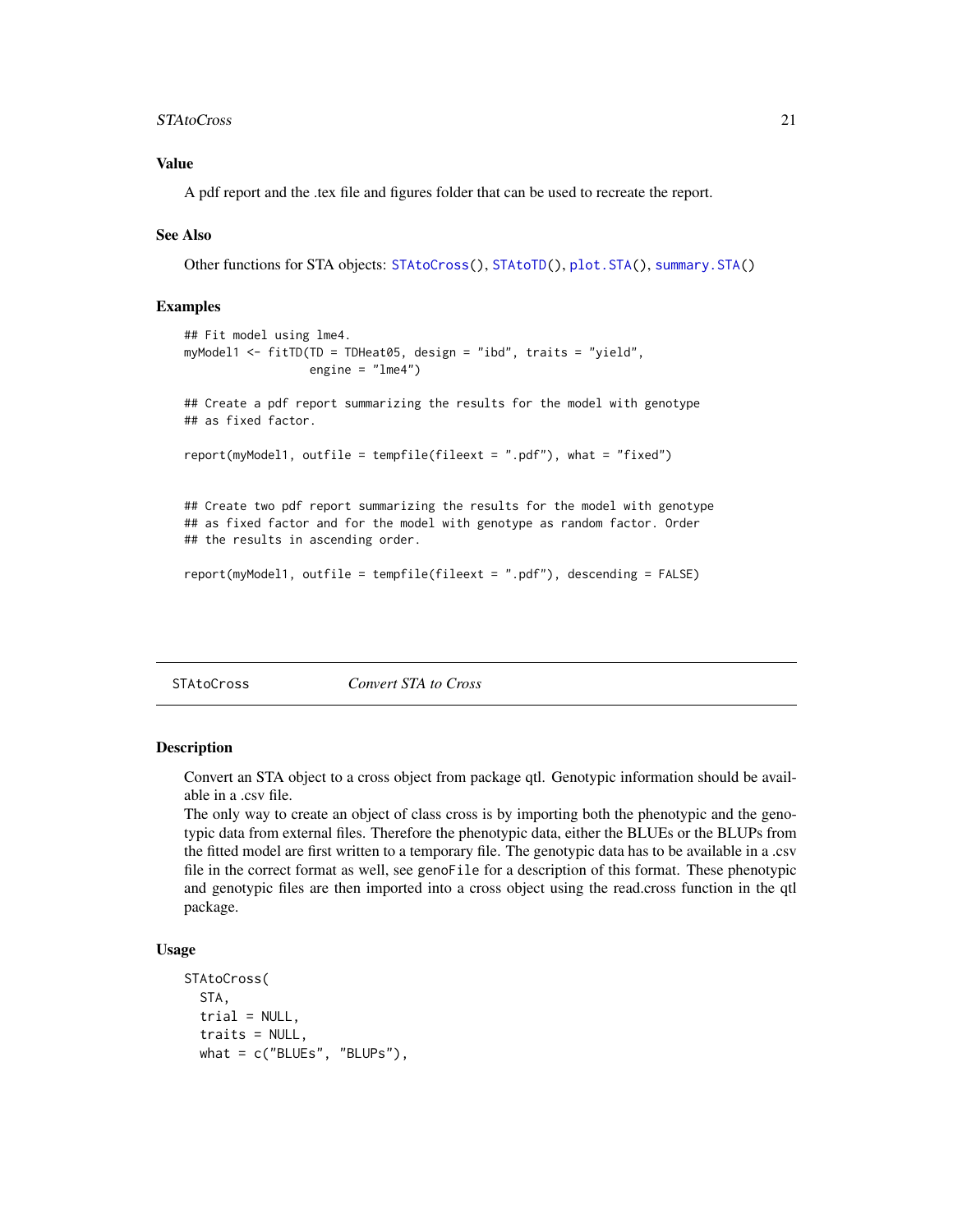### Value

A pdf report and the .tex file and figures folder that can be used to recreate the report.

### See Also

Other functions for STA objects: `STAtoCross()`, `STAtoTD()`, `plot.STA()`, `summary.STA()`

### Examples

```
## Fit model using lme4.
myModel1 <- fitTD(TD = TDHeat05, design = "ibd", traits = "yield",
                  engine = "lme4")

## Create a pdf report summarizing the results for the model with genotype
## as fixed factor.

report(myModel1, outfile = tempfile(fileext = ".pdf"), what = "fixed")


## Create two pdf report summarizing the results for the model with genotype
## as fixed factor and for the model with genotype as random factor. Order
## the results in ascending order.

report(myModel1, outfile = tempfile(fileext = ".pdf"), descending = FALSE)
```

---

## STAtoCross — *Convert STA to Cross*

### Description

Convert an STA object to a cross object from package qtl. Genotypic information should be available in a .csv file.

The only way to create an object of class cross is by importing both the phenotypic and the genotypic data from external files. Therefore the phenotypic data, either the BLUEs or the BLUPs from the fitted model are first written to a temporary file. The genotypic data has to be available in a .csv file in the correct format as well, see `genoFile` for a description of this format. These phenotypic and genotypic files are then imported into a cross object using the read.cross function in the qtl package.

### Usage

```
STAtoCross(
  STA,
  trial = NULL,
  traits = NULL,
  what = c("BLUEs", "BLUPs"),
```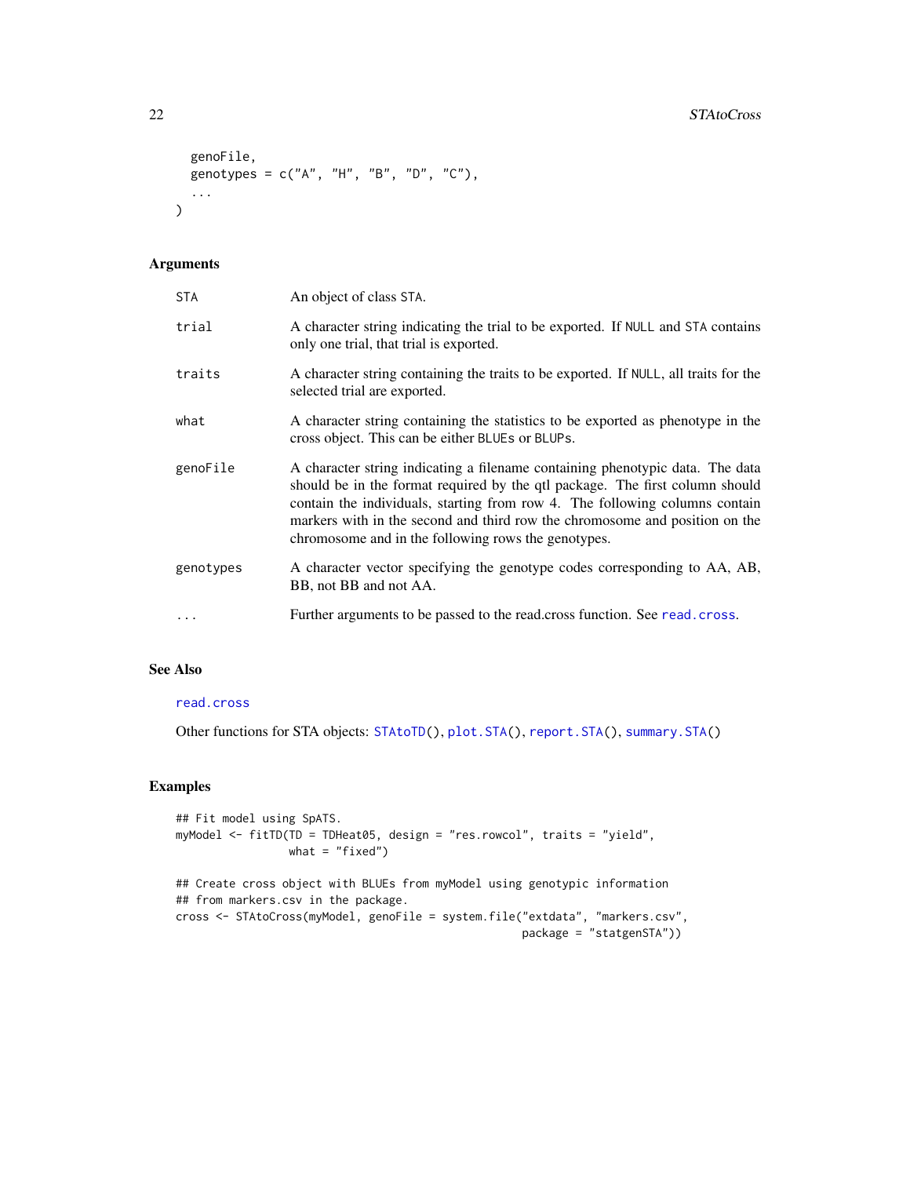```
  genoFile,
  genotypes = c("A", "H", "B", "D", "C"),
  ...
)
```

## Arguments

| | |
|---|---|
| STA | An object of class STA. |
| trial | A character string indicating the trial to be exported. If NULL and STA contains only one trial, that trial is exported. |
| traits | A character string containing the traits to be exported. If NULL, all traits for the selected trial are exported. |
| what | A character string containing the statistics to be exported as phenotype in the cross object. This can be either BLUEs or BLUPs. |
| genoFile | A character string indicating a filename containing phenotypic data. The data should be in the format required by the qtl package. The first column should contain the individuals, starting from row 4. The following columns contain markers with in the second and third row the chromosome and position on the chromosome and in the following rows the genotypes. |
| genotypes | A character vector specifying the genotype codes corresponding to AA, AB, BB, not BB and not AA. |
| ... | Further arguments to be passed to the read.cross function. See read.cross. |

## See Also

read.cross

Other functions for STA objects: STAtoTD(), plot.STA(), report.STA(), summary.STA()

## Examples

```
## Fit model using SpATS.
myModel <- fitTD(TD = TDHeat05, design = "res.rowcol", traits = "yield",
                 what = "fixed")

## Create cross object with BLUEs from myModel using genotypic information
## from markers.csv in the package.
cross <- STAtoCross(myModel, genoFile = system.file("extdata", "markers.csv",
                                                    package = "statgenSTA"))
```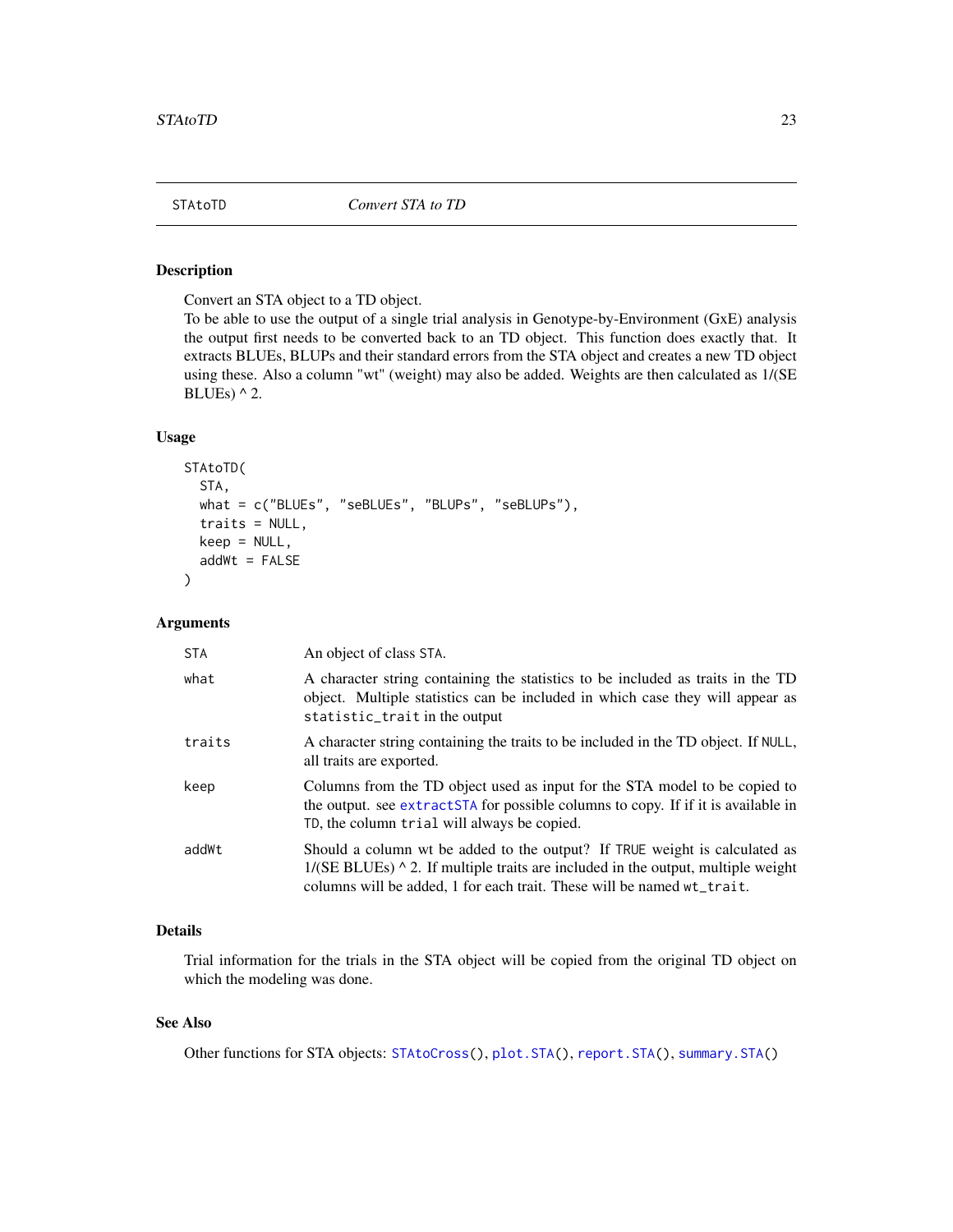## STAtoTD — *Convert STA to TD*

### Description

Convert an STA object to a TD object.
To be able to use the output of a single trial analysis in Genotype-by-Environment (GxE) analysis the output first needs to be converted back to an TD object. This function does exactly that. It extracts BLUEs, BLUPs and their standard errors from the STA object and creates a new TD object using these. Also a column "wt" (weight) may also be added. Weights are then calculated as 1/(SE BLUEs) ^ 2.

### Usage

```
STAtoTD(
  STA,
  what = c("BLUEs", "seBLUEs", "BLUPs", "seBLUPs"),
  traits = NULL,
  keep = NULL,
  addWt = FALSE
)
```

### Arguments

| | |
|---|---|
| `STA` | An object of class `STA`. |
| `what` | A character string containing the statistics to be included as traits in the TD object. Multiple statistics can be included in which case they will appear as `statistic_trait` in the output |
| `traits` | A character string containing the traits to be included in the TD object. If `NULL`, all traits are exported. |
| `keep` | Columns from the TD object used as input for the STA model to be copied to the output. see `extractSTA` for possible columns to copy. If if it is available in `TD`, the column `trial` will always be copied. |
| `addWt` | Should a column wt be added to the output? If `TRUE` weight is calculated as 1/(SE BLUEs) ^ 2. If multiple traits are included in the output, multiple weight columns will be added, 1 for each trait. These will be named `wt_trait`. |

### Details

Trial information for the trials in the STA object will be copied from the original TD object on which the modeling was done.

### See Also

Other functions for STA objects: `STAtoCross()`, `plot.STA()`, `report.STA()`, `summary.STA()`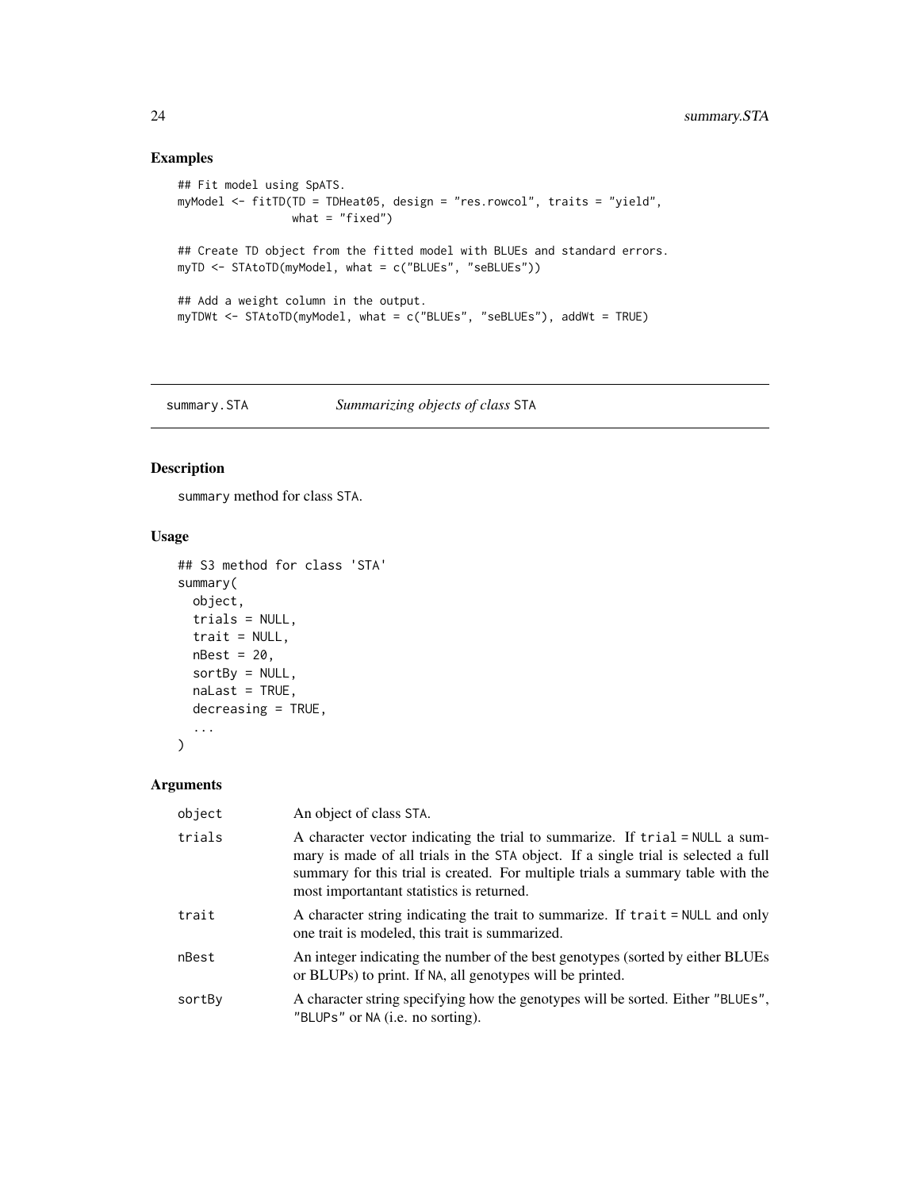## Examples

```
## Fit model using SpATS.
myModel <- fitTD(TD = TDHeat05, design = "res.rowcol", traits = "yield",
                 what = "fixed")

## Create TD object from the fitted model with BLUEs and standard errors.
myTD <- STAtoTD(myModel, what = c("BLUEs", "seBLUEs"))

## Add a weight column in the output.
myTDWt <- STAtoTD(myModel, what = c("BLUEs", "seBLUEs"), addWt = TRUE)
```

---

# summary.STA *Summarizing objects of class* STA

---

## Description

summary method for class STA.

## Usage

```
## S3 method for class 'STA'
summary(
  object,
  trials = NULL,
  trait = NULL,
  nBest = 20,
  sortBy = NULL,
  naLast = TRUE,
  decreasing = TRUE,
  ...
)
```

## Arguments

| | |
|---|---|
| object | An object of class STA. |
| trials | A character vector indicating the trial to summarize. If trial = NULL a summary is made of all trials in the STA object. If a single trial is selected a full summary for this trial is created. For multiple trials a summary table with the most importantant statistics is returned. |
| trait | A character string indicating the trait to summarize. If trait = NULL and only one trait is modeled, this trait is summarized. |
| nBest | An integer indicating the number of the best genotypes (sorted by either BLUEs or BLUPs) to print. If NA, all genotypes will be printed. |
| sortBy | A character string specifying how the genotypes will be sorted. Either "BLUEs", "BLUPs" or NA (i.e. no sorting). |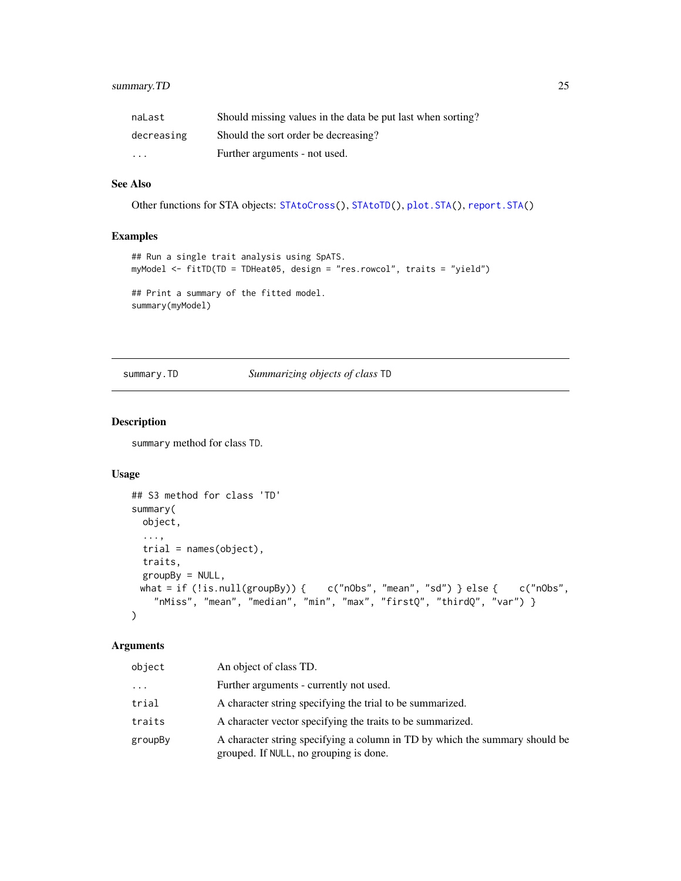| | |
|---|---|
| naLast | Should missing values in the data be put last when sorting? |
| decreasing | Should the sort order be decreasing? |
| ... | Further arguments - not used. |

### See Also

Other functions for STA objects: STAtoCross(), STAtoTD(), plot.STA(), report.STA()

### Examples

```
## Run a single trait analysis using SpATS.
myModel <- fitTD(TD = TDHeat05, design = "res.rowcol", traits = "yield")

## Print a summary of the fitted model.
summary(myModel)
```

---

## summary.TD — *Summarizing objects of class* TD

### Description

summary method for class TD.

### Usage

```
## S3 method for class 'TD'
summary(
  object,
  ...,
  trial = names(object),
  traits,
  groupBy = NULL,
 what = if (!is.null(groupBy)) {    c("nObs", "mean", "sd") } else {    c("nObs",
    "nMiss", "mean", "median", "min", "max", "firstQ", "thirdQ", "var") }
)
```

### Arguments

| | |
|---|---|
| object | An object of class TD. |
| ... | Further arguments - currently not used. |
| trial | A character string specifying the trial to be summarized. |
| traits | A character vector specifying the traits to be summarized. |
| groupBy | A character string specifying a column in TD by which the summary should be grouped. If NULL, no grouping is done. |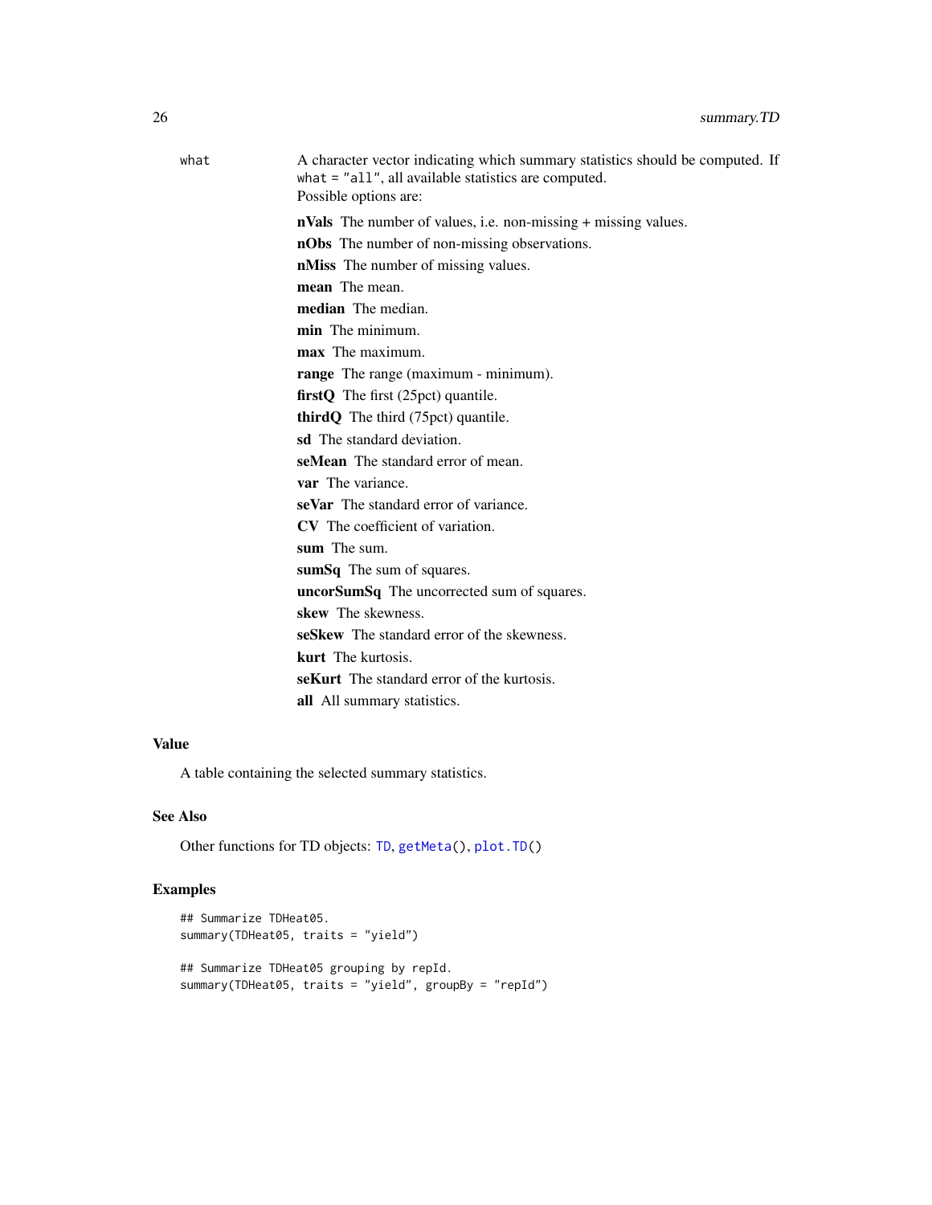what A character vector indicating which summary statistics should be computed. If `what = "all"`, all available statistics are computed.
Possible options are:

- **nVals** The number of values, i.e. non-missing + missing values.
- **nObs** The number of non-missing observations.
- **nMiss** The number of missing values.
- **mean** The mean.
- **median** The median.
- **min** The minimum.
- **max** The maximum.
- **range** The range (maximum - minimum).
- **firstQ** The first (25pct) quantile.
- **thirdQ** The third (75pct) quantile.
- **sd** The standard deviation.
- **seMean** The standard error of mean.
- **var** The variance.
- **seVar** The standard error of variance.
- **CV** The coefficient of variation.
- **sum** The sum.
- **sumSq** The sum of squares.
- **uncorSumSq** The uncorrected sum of squares.
- **skew** The skewness.
- **seSkew** The standard error of the skewness.
- **kurt** The kurtosis.
- **seKurt** The standard error of the kurtosis.
- **all** All summary statistics.

## Value

A table containing the selected summary statistics.

## See Also

Other functions for TD objects: TD, getMeta(), plot.TD()

## Examples

```
## Summarize TDHeat05.
summary(TDHeat05, traits = "yield")

## Summarize TDHeat05 grouping by repId.
summary(TDHeat05, traits = "yield", groupBy = "repId")
```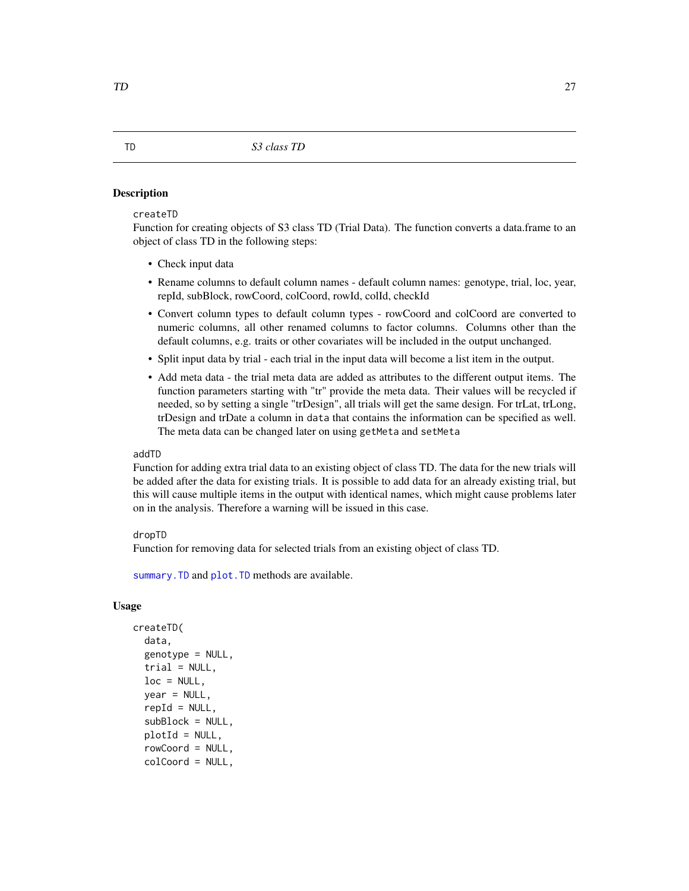## TD — S3 class TD

### Description

`createTD`
Function for creating objects of S3 class TD (Trial Data). The function converts a data.frame to an object of class TD in the following steps:

- Check input data
- Rename columns to default column names - default column names: genotype, trial, loc, year, repId, subBlock, rowCoord, colCoord, rowId, colId, checkId
- Convert column types to default column types - rowCoord and colCoord are converted to numeric columns, all other renamed columns to factor columns. Columns other than the default columns, e.g. traits or other covariates will be included in the output unchanged.
- Split input data by trial - each trial in the input data will become a list item in the output.
- Add meta data - the trial meta data are added as attributes to the different output items. The function parameters starting with "tr" provide the meta data. Their values will be recycled if needed, so by setting a single "trDesign", all trials will get the same design. For trLat, trLong, trDesign and trDate a column in `data` that contains the information can be specified as well. The meta data can be changed later on using `getMeta` and `setMeta`

`addTD`
Function for adding extra trial data to an existing object of class TD. The data for the new trials will be added after the data for existing trials. It is possible to add data for an already existing trial, but this will cause multiple items in the output with identical names, which might cause problems later on in the analysis. Therefore a warning will be issued in this case.

`dropTD`
Function for removing data for selected trials from an existing object of class TD.

`summary.TD` and `plot.TD` methods are available.

### Usage

```
createTD(
  data,
  genotype = NULL,
  trial = NULL,
  loc = NULL,
  year = NULL,
  repId = NULL,
  subBlock = NULL,
  plotId = NULL,
  rowCoord = NULL,
  colCoord = NULL,
```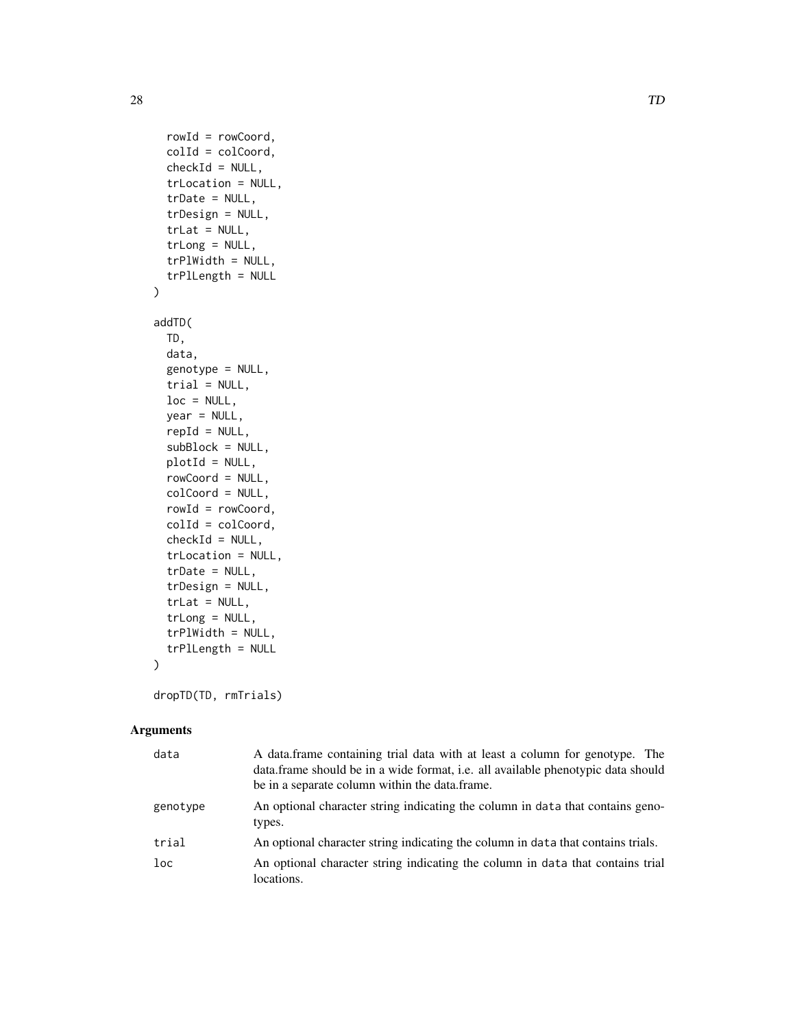```
  rowId = rowCoord,
  colId = colCoord,
  checkId = NULL,
  trLocation = NULL,
  trDate = NULL,
  trDesign = NULL,
  trLat = NULL,
  trLong = NULL,
  trPlWidth = NULL,
  trPlLength = NULL
)

addTD(
  TD,
  data,
  genotype = NULL,
  trial = NULL,
  loc = NULL,
  year = NULL,
  repId = NULL,
  subBlock = NULL,
  plotId = NULL,
  rowCoord = NULL,
  colCoord = NULL,
  rowId = rowCoord,
  colId = colCoord,
  checkId = NULL,
  trLocation = NULL,
  trDate = NULL,
  trDesign = NULL,
  trLat = NULL,
  trLong = NULL,
  trPlWidth = NULL,
  trPlLength = NULL
)

dropTD(TD, rmTrials)
```

## Arguments

| | |
|---|---|
| `data` | A data.frame containing trial data with at least a column for genotype. The data.frame should be in a wide format, i.e. all available phenotypic data should be in a separate column within the data.frame. |
| `genotype` | An optional character string indicating the column in `data` that contains genotypes. |
| `trial` | An optional character string indicating the column in `data` that contains trials. |
| `loc` | An optional character string indicating the column in `data` that contains trial locations. |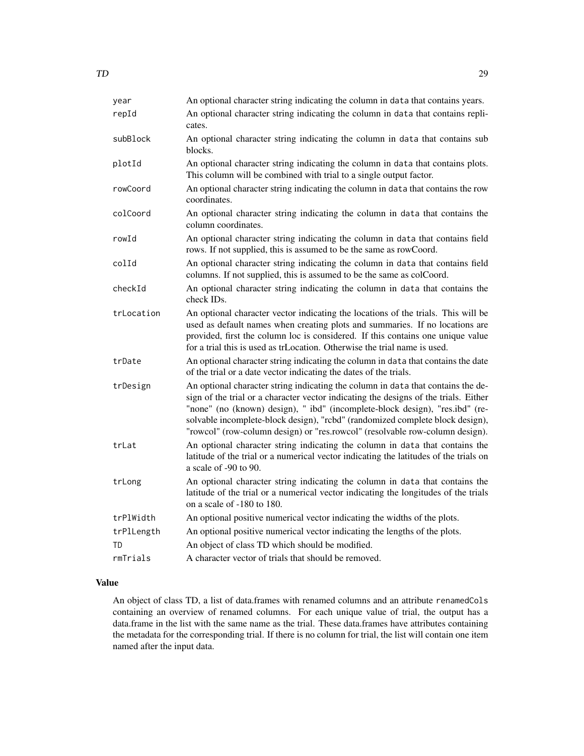| | |
|---|---|
| `year` | An optional character string indicating the column in `data` that contains years. |
| `repId` | An optional character string indicating the column in `data` that contains replicates. |
| `subBlock` | An optional character string indicating the column in `data` that contains sub blocks. |
| `plotId` | An optional character string indicating the column in `data` that contains plots. This column will be combined with trial to a single output factor. |
| `rowCoord` | An optional character string indicating the column in `data` that contains the row coordinates. |
| `colCoord` | An optional character string indicating the column in `data` that contains the column coordinates. |
| `rowId` | An optional character string indicating the column in `data` that contains field rows. If not supplied, this is assumed to be the same as rowCoord. |
| `colId` | An optional character string indicating the column in `data` that contains field columns. If not supplied, this is assumed to be the same as colCoord. |
| `checkId` | An optional character string indicating the column in `data` that contains the check IDs. |
| `trLocation` | An optional character vector indicating the locations of the trials. This will be used as default names when creating plots and summaries. If no locations are provided, first the column loc is considered. If this contains one unique value for a trial this is used as trLocation. Otherwise the trial name is used. |
| `trDate` | An optional character string indicating the column in `data` that contains the date of the trial or a date vector indicating the dates of the trials. |
| `trDesign` | An optional character string indicating the column in `data` that contains the design of the trial or a character vector indicating the designs of the trials. Either "none" (no (known) design), " ibd" (incomplete-block design), "res.ibd" (resolvable incomplete-block design), "rcbd" (randomized complete block design), "rowcol" (row-column design) or "res.rowcol" (resolvable row-column design). |
| `trLat` | An optional character string indicating the column in `data` that contains the latitude of the trial or a numerical vector indicating the latitudes of the trials on a scale of -90 to 90. |
| `trLong` | An optional character string indicating the column in `data` that contains the latitude of the trial or a numerical vector indicating the longitudes of the trials on a scale of -180 to 180. |
| `trPlWidth` | An optional positive numerical vector indicating the widths of the plots. |
| `trPlLength` | An optional positive numerical vector indicating the lengths of the plots. |
| `TD` | An object of class TD which should be modified. |
| `rmTrials` | A character vector of trials that should be removed. |

## Value

An object of class TD, a list of data.frames with renamed columns and an attribute `renamedCols` containing an overview of renamed columns. For each unique value of trial, the output has a data.frame in the list with the same name as the trial. These data.frames have attributes containing the metadata for the corresponding trial. If there is no column for trial, the list will contain one item named after the input data.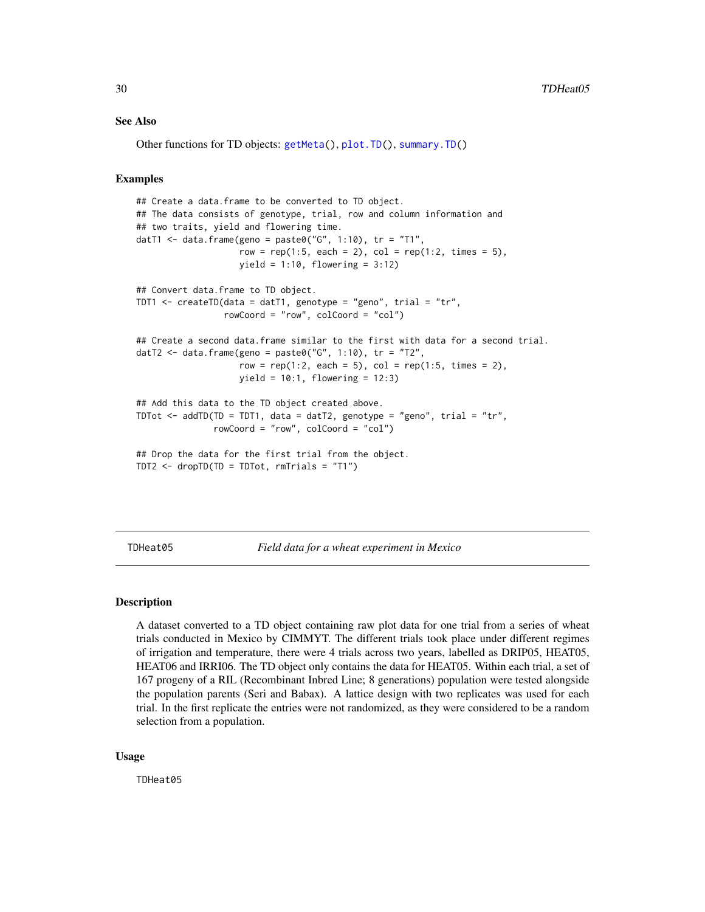### See Also

Other functions for TD objects: getMeta(), plot.TD(), summary.TD()

### Examples

```
## Create a data.frame to be converted to TD object.
## The data consists of genotype, trial, row and column information and
## two traits, yield and flowering time.
datT1 <- data.frame(geno = paste0("G", 1:10), tr = "T1",
                    row = rep(1:5, each = 2), col = rep(1:2, times = 5),
                    yield = 1:10, flowering = 3:12)

## Convert data.frame to TD object.
TDT1 <- createTD(data = datT1, genotype = "geno", trial = "tr",
                 rowCoord = "row", colCoord = "col")

## Create a second data.frame similar to the first with data for a second trial.
datT2 <- data.frame(geno = paste0("G", 1:10), tr = "T2",
                    row = rep(1:2, each = 5), col = rep(1:5, times = 2),
                    yield = 10:1, flowering = 12:3)

## Add this data to the TD object created above.
TDTot <- addTD(TD = TDT1, data = datT2, genotype = "geno", trial = "tr",
               rowCoord = "row", colCoord = "col")

## Drop the data for the first trial from the object.
TDT2 <- dropTD(TD = TDTot, rmTrials = "T1")
```

---

## TDHeat05 — *Field data for a wheat experiment in Mexico*

### Description

A dataset converted to a TD object containing raw plot data for one trial from a series of wheat trials conducted in Mexico by CIMMYT. The different trials took place under different regimes of irrigation and temperature, there were 4 trials across two years, labelled as DRIP05, HEAT05, HEAT06 and IRRI06. The TD object only contains the data for HEAT05. Within each trial, a set of 167 progeny of a RIL (Recombinant Inbred Line; 8 generations) population were tested alongside the population parents (Seri and Babax). A lattice design with two replicates was used for each trial. In the first replicate the entries were not randomized, as they were considered to be a random selection from a population.

### Usage

```
TDHeat05
```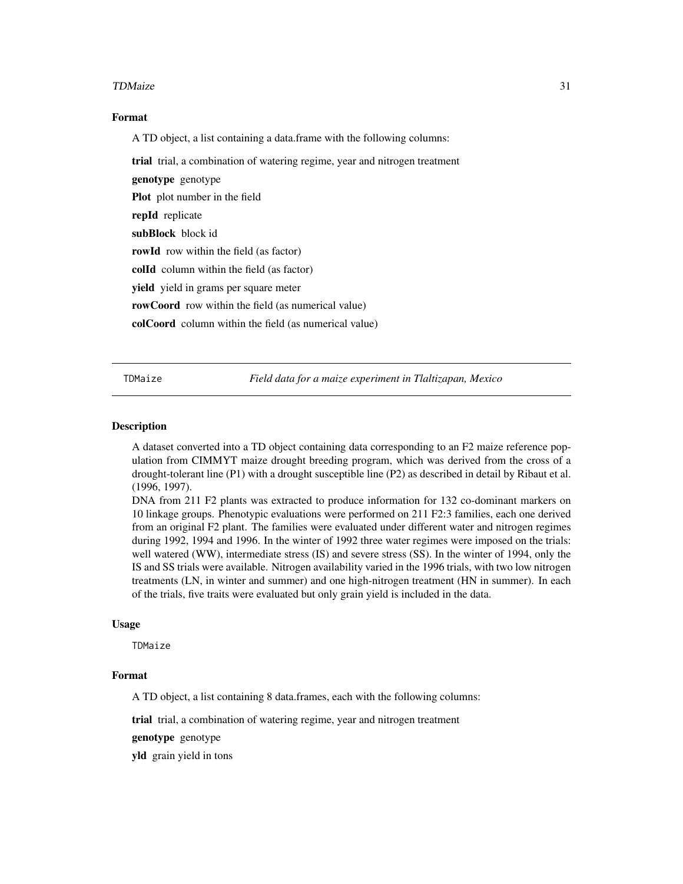## Format

A TD object, a list containing a data.frame with the following columns:

**trial** trial, a combination of watering regime, year and nitrogen treatment

**genotype** genotype

**Plot** plot number in the field

**repId** replicate

**subBlock** block id

**rowId** row within the field (as factor)

**colId** column within the field (as factor)

**yield** yield in grams per square meter

**rowCoord** row within the field (as numerical value)

**colCoord** column within the field (as numerical value)

---

# TDMaize    *Field data for a maize experiment in Tlaltizapan, Mexico*

---

## Description

A dataset converted into a TD object containing data corresponding to an F2 maize reference population from CIMMYT maize drought breeding program, which was derived from the cross of a drought-tolerant line (P1) with a drought susceptible line (P2) as described in detail by Ribaut et al. (1996, 1997).
DNA from 211 F2 plants was extracted to produce information for 132 co-dominant markers on 10 linkage groups. Phenotypic evaluations were performed on 211 F2:3 families, each one derived from an original F2 plant. The families were evaluated under different water and nitrogen regimes during 1992, 1994 and 1996. In the winter of 1992 three water regimes were imposed on the trials: well watered (WW), intermediate stress (IS) and severe stress (SS). In the winter of 1994, only the IS and SS trials were available. Nitrogen availability varied in the 1996 trials, with two low nitrogen treatments (LN, in winter and summer) and one high-nitrogen treatment (HN in summer). In each of the trials, five traits were evaluated but only grain yield is included in the data.

## Usage

```
TDMaize
```

## Format

A TD object, a list containing 8 data.frames, each with the following columns:

**trial** trial, a combination of watering regime, year and nitrogen treatment

**genotype** genotype

**yld** grain yield in tons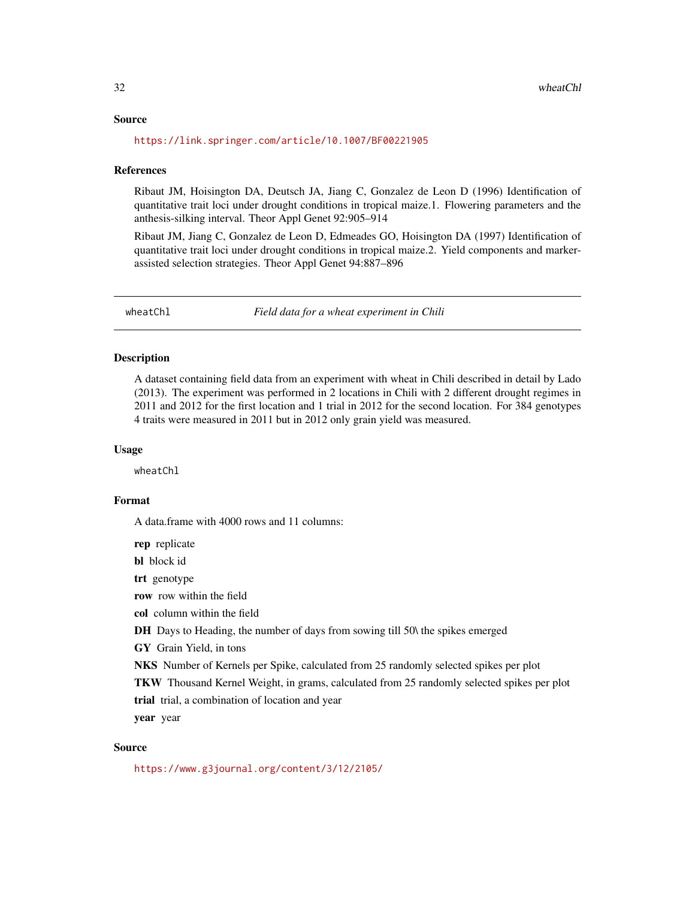### Source

https://link.springer.com/article/10.1007/BF00221905

### References

Ribaut JM, Hoisington DA, Deutsch JA, Jiang C, Gonzalez de Leon D (1996) Identification of quantitative trait loci under drought conditions in tropical maize.1. Flowering parameters and the anthesis-silking interval. Theor Appl Genet 92:905–914

Ribaut JM, Jiang C, Gonzalez de Leon D, Edmeades GO, Hoisington DA (1997) Identification of quantitative trait loci under drought conditions in tropical maize.2. Yield components and marker-assisted selection strategies. Theor Appl Genet 94:887–896

---

## wheatChl — *Field data for a wheat experiment in Chili*

### Description

A dataset containing field data from an experiment with wheat in Chili described in detail by Lado (2013). The experiment was performed in 2 locations in Chili with 2 different drought regimes in 2011 and 2012 for the first location and 1 trial in 2012 for the second location. For 384 genotypes 4 traits were measured in 2011 but in 2012 only grain yield was measured.

### Usage

```
wheatChl
```

### Format

A data.frame with 4000 rows and 11 columns:

- **rep** replicate
- **bl** block id
- **trt** genotype
- **row** row within the field
- **col** column within the field
- **DH** Days to Heading, the number of days from sowing till 50\ the spikes emerged
- **GY** Grain Yield, in tons
- **NKS** Number of Kernels per Spike, calculated from 25 randomly selected spikes per plot
- **TKW** Thousand Kernel Weight, in grams, calculated from 25 randomly selected spikes per plot
- **trial** trial, a combination of location and year
- **year** year

### Source

https://www.g3journal.org/content/3/12/2105/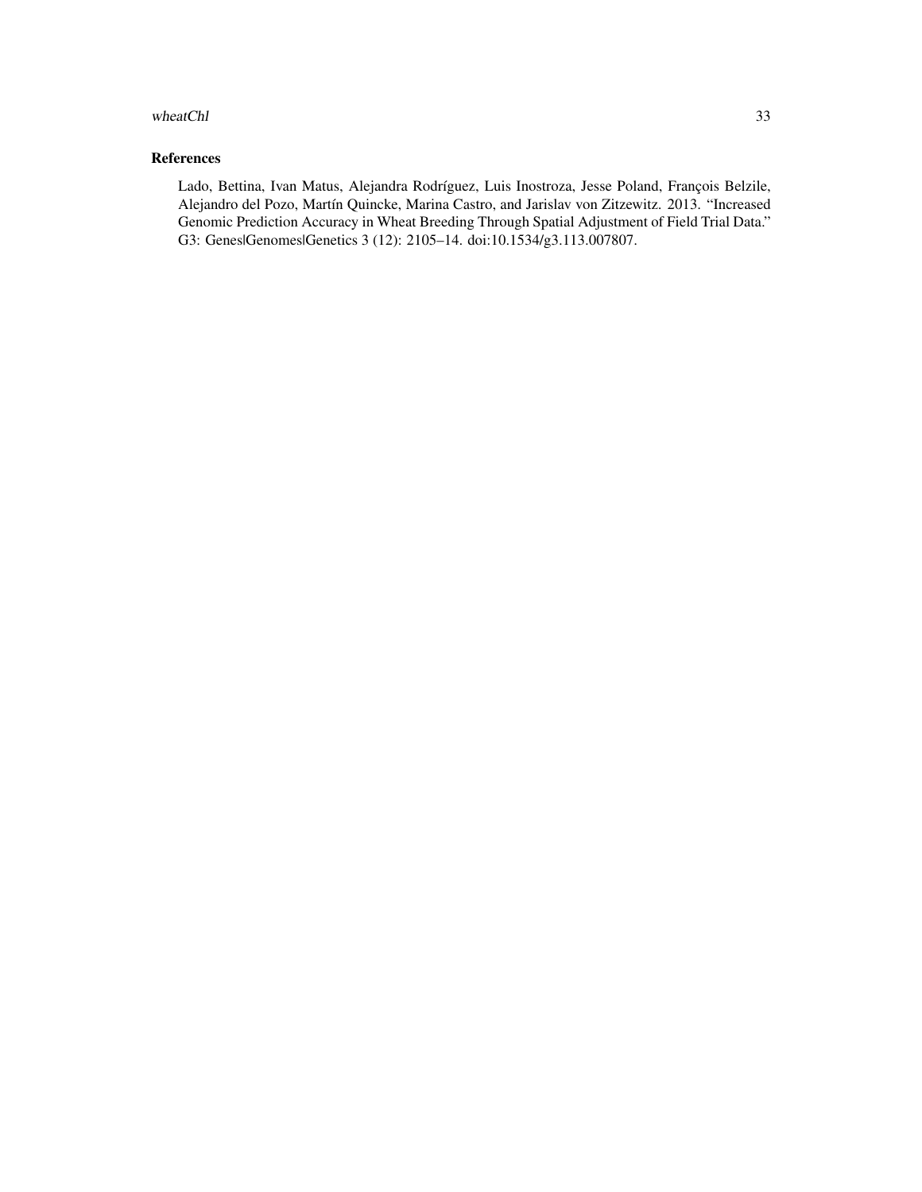## References

Lado, Bettina, Ivan Matus, Alejandra Rodríguez, Luis Inostroza, Jesse Poland, François Belzile, Alejandro del Pozo, Martín Quincke, Marina Castro, and Jarislav von Zitzewitz. 2013. "Increased Genomic Prediction Accuracy in Wheat Breeding Through Spatial Adjustment of Field Trial Data." G3: Genes|Genomes|Genetics 3 (12): 2105–14. doi:10.1534/g3.113.007807.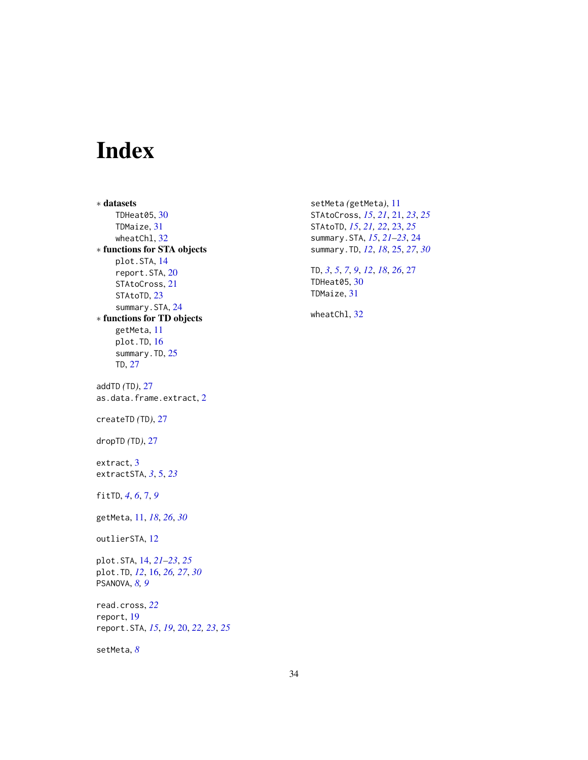# Index

* **datasets**
  TDHeat05, 30
  TDMaize, 31
  wheatChl, 32
* **functions for STA objects**
  plot.STA, 14
  report.STA, 20
  STAtoCross, 21
  STAtoTD, 23
  summary.STA, 24
* **functions for TD objects**
  getMeta, 11
  plot.TD, 16
  summary.TD, 25
  TD, 27

addTD *(*TD*)*, 27
as.data.frame.extract, 2

createTD *(*TD*)*, 27

dropTD *(*TD*)*, 27

extract, 3
extractSTA, *3*, 5, *23*

fitTD, *4*, *6*, 7, *9*

getMeta, 11, *18*, *26*, *30*

outlierSTA, 12

plot.STA, 14, *21–23*, *25*
plot.TD, *12*, 16, *26, 27*, *30*
PSANOVA, *8, 9*

read.cross, *22*
report, 19
report.STA, *15*, *19*, 20, *22, 23*, *25*

setMeta, *8*
setMeta *(*getMeta*)*, 11
STAtoCross, *15*, *21*, 21, *23*, *25*
STAtoTD, *15*, *21, 22*, 23, *25*
summary.STA, *15*, *21–23*, 24
summary.TD, *12*, *18*, 25, *27*, *30*

TD, *3*, *5*, *7*, *9*, *12*, *18*, *26*, 27
TDHeat05, 30
TDMaize, 31

wheatChl, 32